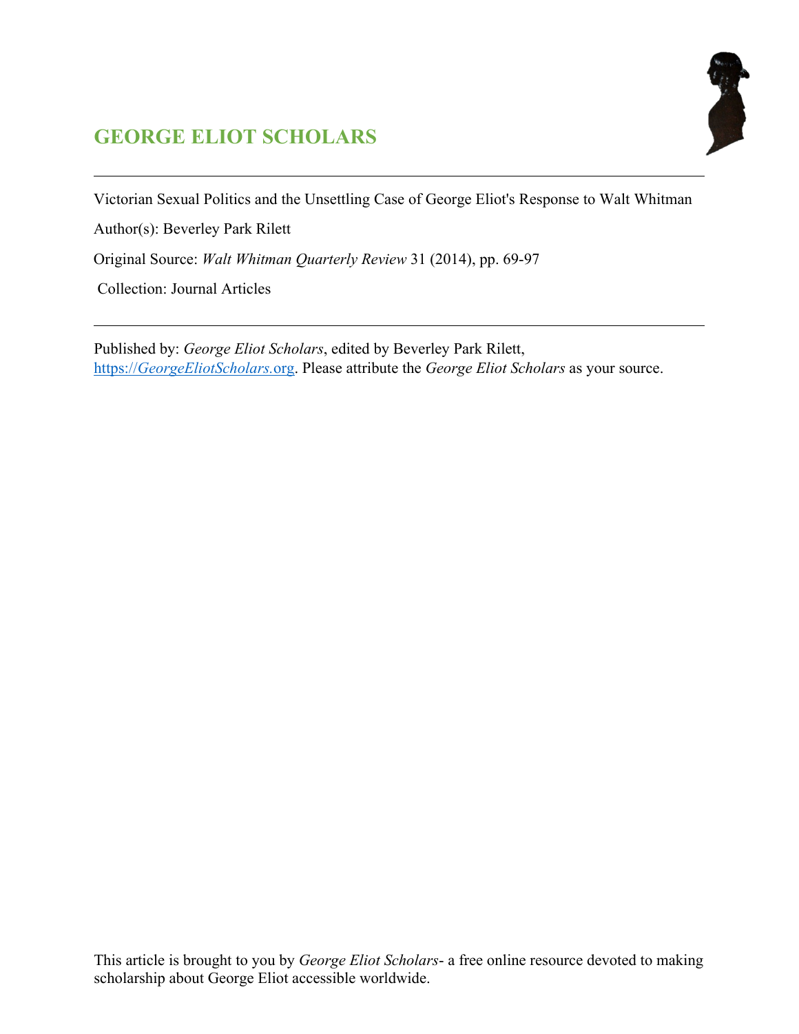# GEORGE ELIOT SCHOLARS

---

Victorian Sexual Politics and the Unsettling Case of George Eliot's Response to Walt Whitman

Author(s): Beverley Park Rilett

Original Source: *Walt Whitman Quarterly Review* 31 (2014), pp. 69-97

Collection: Journal Articles

---

Published by: *George Eliot Scholars*, edited by Beverley Park Rilett, [https://*GeorgeEliotScholars*.org](https://GeorgeEliotScholars.org). Please attribute the *George Eliot Scholars* as your source.

This article is brought to you by *George Eliot Scholars*- a free online resource devoted to making scholarship about George Eliot accessible worldwide.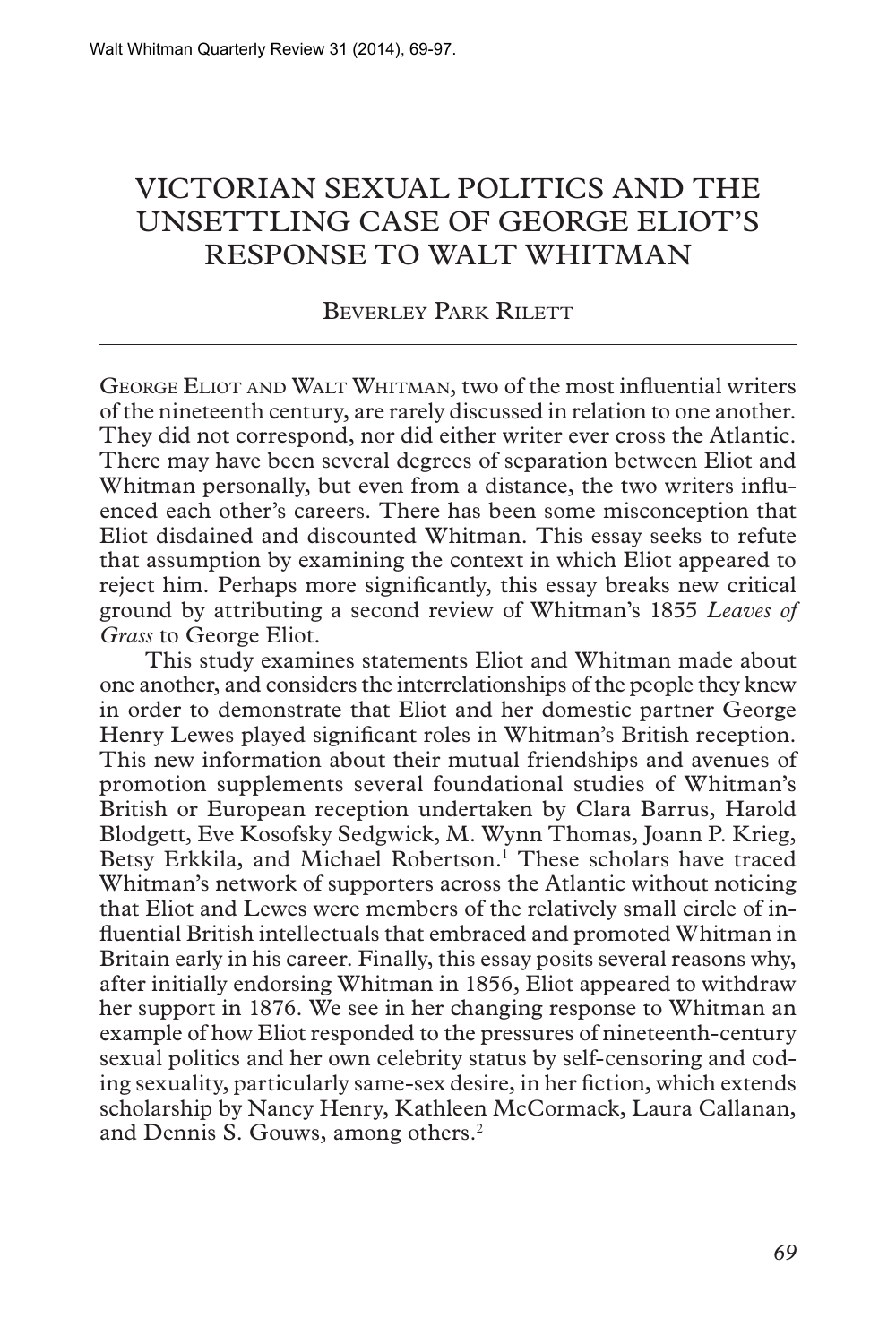# VICTORIAN SEXUAL POLITICS AND THE UNSETTLING CASE OF GEORGE ELIOT'S RESPONSE TO WALT WHITMAN

Beverley Park Rilett

George Eliot and Walt Whitman, two of the most influential writers of the nineteenth century, are rarely discussed in relation to one another. They did not correspond, nor did either writer ever cross the Atlantic. There may have been several degrees of separation between Eliot and Whitman personally, but even from a distance, the two writers influenced each other's careers. There has been some misconception that Eliot disdained and discounted Whitman. This essay seeks to refute that assumption by examining the context in which Eliot appeared to reject him. Perhaps more significantly, this essay breaks new critical ground by attributing a second review of Whitman's 1855 *Leaves of Grass* to George Eliot.

This study examines statements Eliot and Whitman made about one another, and considers the interrelationships of the people they knew in order to demonstrate that Eliot and her domestic partner George Henry Lewes played significant roles in Whitman's British reception. This new information about their mutual friendships and avenues of promotion supplements several foundational studies of Whitman's British or European reception undertaken by Clara Barrus, Harold Blodgett, Eve Kosofsky Sedgwick, M. Wynn Thomas, Joann P. Krieg, Betsy Erkkila, and Michael Robertson.[1] These scholars have traced Whitman's network of supporters across the Atlantic without noticing that Eliot and Lewes were members of the relatively small circle of influential British intellectuals that embraced and promoted Whitman in Britain early in his career. Finally, this essay posits several reasons why, after initially endorsing Whitman in 1856, Eliot appeared to withdraw her support in 1876. We see in her changing response to Whitman an example of how Eliot responded to the pressures of nineteenth-century sexual politics and her own celebrity status by self-censoring and coding sexuality, particularly same-sex desire, in her fiction, which extends scholarship by Nancy Henry, Kathleen McCormack, Laura Callanan, and Dennis S. Gouws, among others.[2]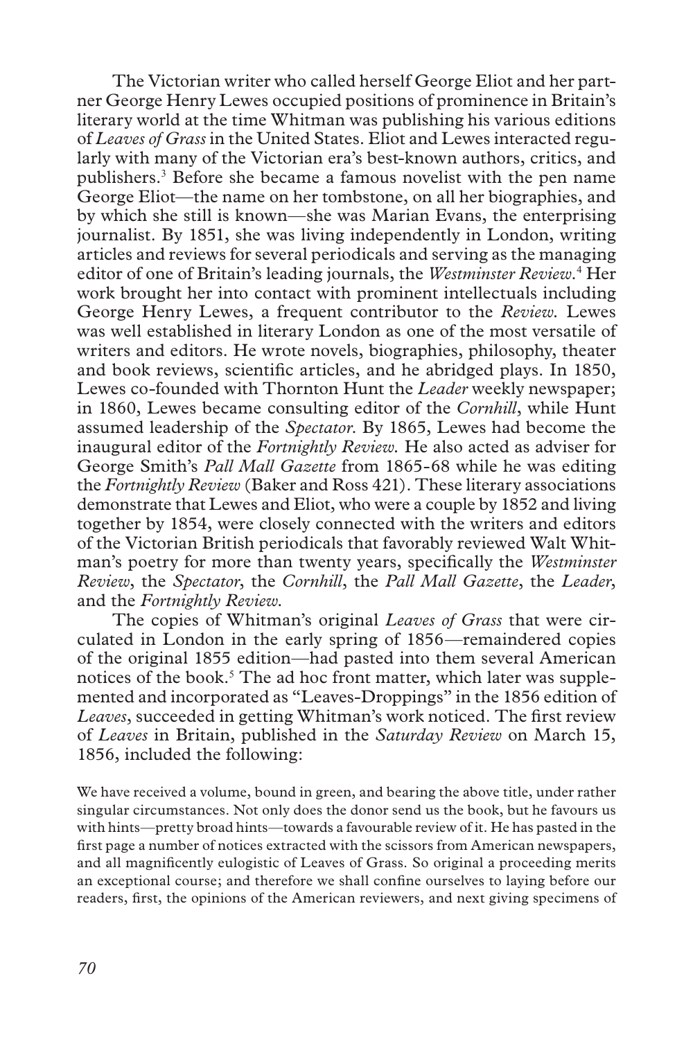The Victorian writer who called herself George Eliot and her partner George Henry Lewes occupied positions of prominence in Britain's literary world at the time Whitman was publishing his various editions of *Leaves of Grass* in the United States. Eliot and Lewes interacted regularly with many of the Victorian era's best-known authors, critics, and publishers.[3] Before she became a famous novelist with the pen name George Eliot—the name on her tombstone, on all her biographies, and by which she still is known—she was Marian Evans, the enterprising journalist. By 1851, she was living independently in London, writing articles and reviews for several periodicals and serving as the managing editor of one of Britain's leading journals, the *Westminster Review*.[4] Her work brought her into contact with prominent intellectuals including George Henry Lewes, a frequent contributor to the *Review*. Lewes was well established in literary London as one of the most versatile of writers and editors. He wrote novels, biographies, philosophy, theater and book reviews, scientific articles, and he abridged plays. In 1850, Lewes co-founded with Thornton Hunt the *Leader* weekly newspaper; in 1860, Lewes became consulting editor of the *Cornhill*, while Hunt assumed leadership of the *Spectator*. By 1865, Lewes had become the inaugural editor of the *Fortnightly Review*. He also acted as adviser for George Smith's *Pall Mall Gazette* from 1865-68 while he was editing the *Fortnightly Review* (Baker and Ross 421). These literary associations demonstrate that Lewes and Eliot, who were a couple by 1852 and living together by 1854, were closely connected with the writers and editors of the Victorian British periodicals that favorably reviewed Walt Whitman's poetry for more than twenty years, specifically the *Westminster Review*, the *Spectator*, the *Cornhill*, the *Pall Mall Gazette*, the *Leader*, and the *Fortnightly Review*.

The copies of Whitman's original *Leaves of Grass* that were circulated in London in the early spring of 1856—remaindered copies of the original 1855 edition—had pasted into them several American notices of the book.[5] The ad hoc front matter, which later was supplemented and incorporated as "Leaves-Droppings" in the 1856 edition of *Leaves*, succeeded in getting Whitman's work noticed. The first review of *Leaves* in Britain, published in the *Saturday Review* on March 15, 1856, included the following:

> We have received a volume, bound in green, and bearing the above title, under rather singular circumstances. Not only does the donor send us the book, but he favours us with hints—pretty broad hints—towards a favourable review of it. He has pasted in the first page a number of notices extracted with the scissors from American newspapers, and all magnificently eulogistic of Leaves of Grass. So original a proceeding merits an exceptional course; and therefore we shall confine ourselves to laying before our readers, first, the opinions of the American reviewers, and next giving specimens of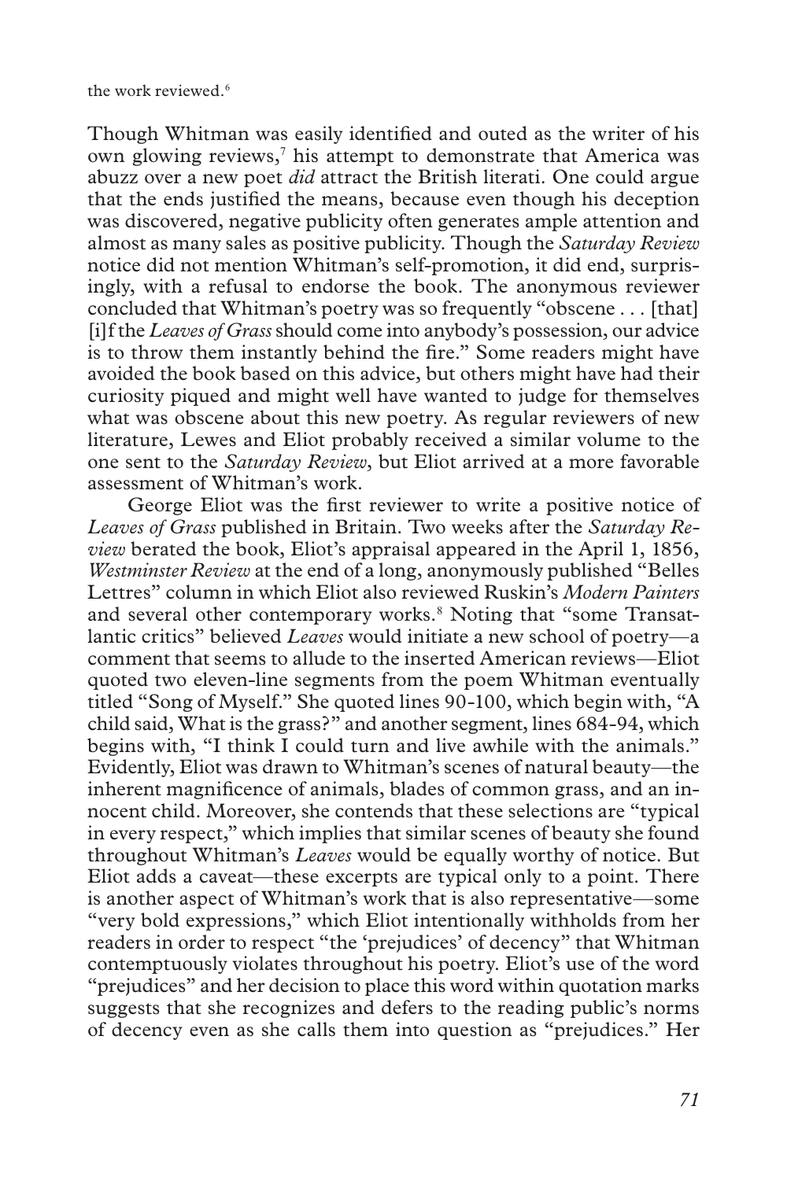the work reviewed.[6]

Though Whitman was easily identified and outed as the writer of his own glowing reviews,[7] his attempt to demonstrate that America was abuzz over a new poet *did* attract the British literati. One could argue that the ends justified the means, because even though his deception was discovered, negative publicity often generates ample attention and almost as many sales as positive publicity. Though the *Saturday Review* notice did not mention Whitman's self-promotion, it did end, surprisingly, with a refusal to endorse the book. The anonymous reviewer concluded that Whitman's poetry was so frequently "obscene . . . [that] [i]f the *Leaves of Grass* should come into anybody's possession, our advice is to throw them instantly behind the fire." Some readers might have avoided the book based on this advice, but others might have had their curiosity piqued and might well have wanted to judge for themselves what was obscene about this new poetry. As regular reviewers of new literature, Lewes and Eliot probably received a similar volume to the one sent to the *Saturday Review*, but Eliot arrived at a more favorable assessment of Whitman's work.

George Eliot was the first reviewer to write a positive notice of *Leaves of Grass* published in Britain. Two weeks after the *Saturday Review* berated the book, Eliot's appraisal appeared in the April 1, 1856, *Westminster Review* at the end of a long, anonymously published "Belles Lettres" column in which Eliot also reviewed Ruskin's *Modern Painters* and several other contemporary works.[8] Noting that "some Transatlantic critics" believed *Leaves* would initiate a new school of poetry—a comment that seems to allude to the inserted American reviews—Eliot quoted two eleven-line segments from the poem Whitman eventually titled "Song of Myself." She quoted lines 90-100, which begin with, "A child said, What is the grass?" and another segment, lines 684-94, which begins with, "I think I could turn and live awhile with the animals." Evidently, Eliot was drawn to Whitman's scenes of natural beauty—the inherent magnificence of animals, blades of common grass, and an innocent child. Moreover, she contends that these selections are "typical in every respect," which implies that similar scenes of beauty she found throughout Whitman's *Leaves* would be equally worthy of notice. But Eliot adds a caveat—these excerpts are typical only to a point. There is another aspect of Whitman's work that is also representative—some "very bold expressions," which Eliot intentionally withholds from her readers in order to respect "the 'prejudices' of decency" that Whitman contemptuously violates throughout his poetry. Eliot's use of the word "prejudices" and her decision to place this word within quotation marks suggests that she recognizes and defers to the reading public's norms of decency even as she calls them into question as "prejudices." Her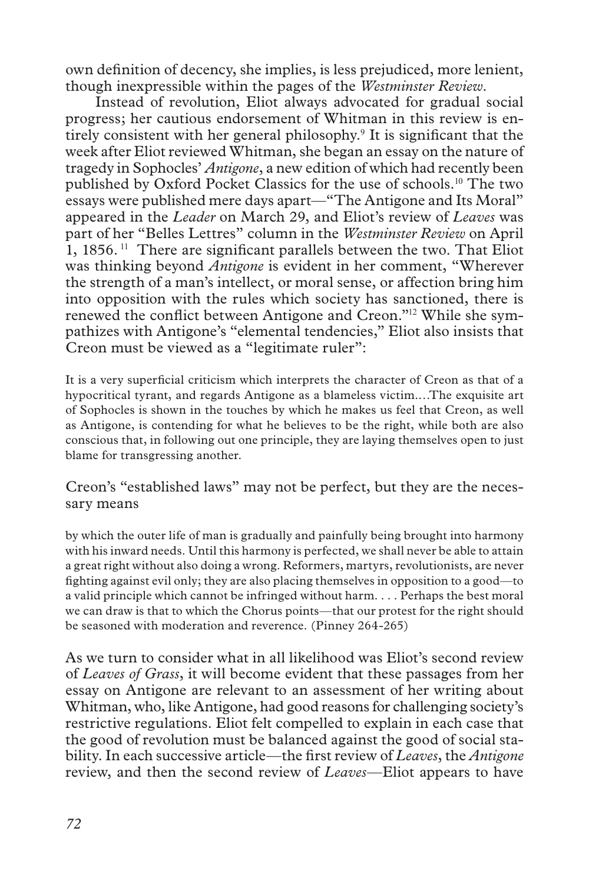own definition of decency, she implies, is less prejudiced, more lenient, though inexpressible within the pages of the *Westminster Review*.

Instead of revolution, Eliot always advocated for gradual social progress; her cautious endorsement of Whitman in this review is entirely consistent with her general philosophy.[9] It is significant that the week after Eliot reviewed Whitman, she began an essay on the nature of tragedy in Sophocles' *Antigone*, a new edition of which had recently been published by Oxford Pocket Classics for the use of schools.[10] The two essays were published mere days apart—"The Antigone and Its Moral" appeared in the *Leader* on March 29, and Eliot's review of *Leaves* was part of her "Belles Lettres" column in the *Westminster Review* on April 1, 1856.[11] There are significant parallels between the two. That Eliot was thinking beyond *Antigone* is evident in her comment, "Wherever the strength of a man's intellect, or moral sense, or affection bring him into opposition with the rules which society has sanctioned, there is renewed the conflict between Antigone and Creon."[12] While she sympathizes with Antigone's "elemental tendencies," Eliot also insists that Creon must be viewed as a "legitimate ruler":

> It is a very superficial criticism which interprets the character of Creon as that of a hypocritical tyrant, and regards Antigone as a blameless victim....The exquisite art of Sophocles is shown in the touches by which he makes us feel that Creon, as well as Antigone, is contending for what he believes to be the right, while both are also conscious that, in following out one principle, they are laying themselves open to just blame for transgressing another.

Creon's "established laws" may not be perfect, but they are the necessary means

> by which the outer life of man is gradually and painfully being brought into harmony with his inward needs. Until this harmony is perfected, we shall never be able to attain a great right without also doing a wrong. Reformers, martyrs, revolutionists, are never fighting against evil only; they are also placing themselves in opposition to a good—to a valid principle which cannot be infringed without harm. . . . Perhaps the best moral we can draw is that to which the Chorus points—that our protest for the right should be seasoned with moderation and reverence. (Pinney 264-265)

As we turn to consider what in all likelihood was Eliot's second review of *Leaves of Grass*, it will become evident that these passages from her essay on Antigone are relevant to an assessment of her writing about Whitman, who, like Antigone, had good reasons for challenging society's restrictive regulations. Eliot felt compelled to explain in each case that the good of revolution must be balanced against the good of social stability. In each successive article—the first review of *Leaves*, the *Antigone* review, and then the second review of *Leaves*—Eliot appears to have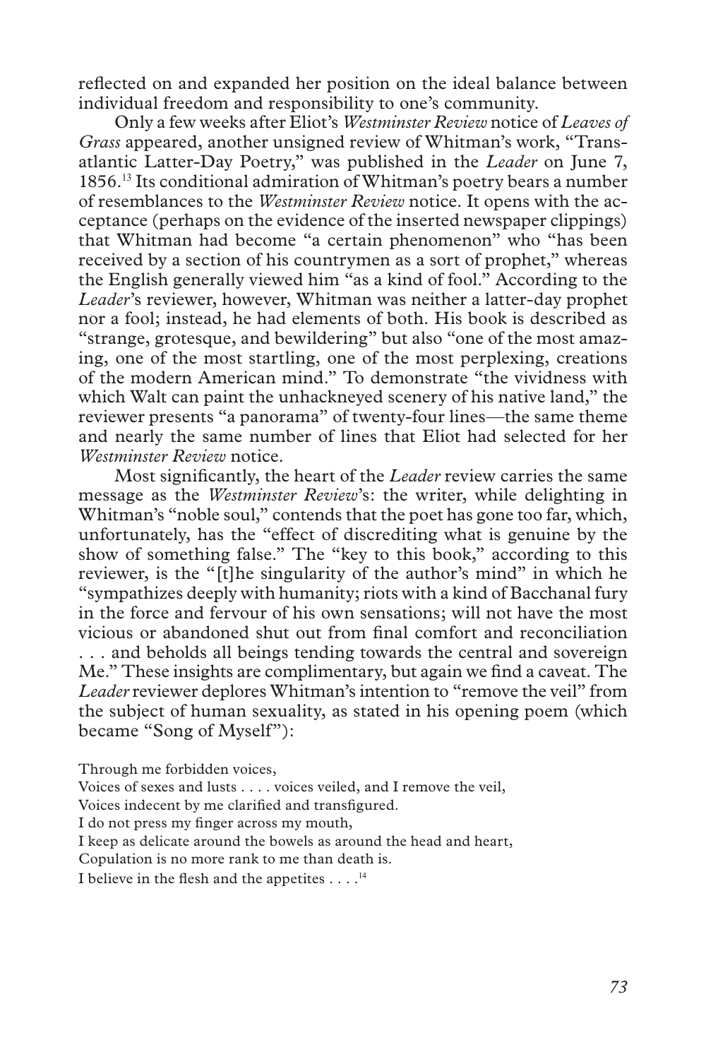reflected on and expanded her position on the ideal balance between individual freedom and responsibility to one's community.

Only a few weeks after Eliot's *Westminster Review* notice of *Leaves of Grass* appeared, another unsigned review of Whitman's work, "Transatlantic Latter-Day Poetry," was published in the *Leader* on June 7, 1856.[13] Its conditional admiration of Whitman's poetry bears a number of resemblances to the *Westminster Review* notice. It opens with the acceptance (perhaps on the evidence of the inserted newspaper clippings) that Whitman had become "a certain phenomenon" who "has been received by a section of his countrymen as a sort of prophet," whereas the English generally viewed him "as a kind of fool." According to the *Leader*'s reviewer, however, Whitman was neither a latter-day prophet nor a fool; instead, he had elements of both. His book is described as "strange, grotesque, and bewildering" but also "one of the most amazing, one of the most startling, one of the most perplexing, creations of the modern American mind." To demonstrate "the vividness with which Walt can paint the unhackneyed scenery of his native land," the reviewer presents "a panorama" of twenty-four lines—the same theme and nearly the same number of lines that Eliot had selected for her *Westminster Review* notice.

Most significantly, the heart of the *Leader* review carries the same message as the *Westminster Review*'s: the writer, while delighting in Whitman's "noble soul," contends that the poet has gone too far, which, unfortunately, has the "effect of discrediting what is genuine by the show of something false." The "key to this book," according to this reviewer, is the "[t]he singularity of the author's mind" in which he "sympathizes deeply with humanity; riots with a kind of Bacchanal fury in the force and fervour of his own sensations; will not have the most vicious or abandoned shut out from final comfort and reconciliation . . . and beholds all beings tending towards the central and sovereign Me." These insights are complimentary, but again we find a caveat. The *Leader* reviewer deplores Whitman's intention to "remove the veil" from the subject of human sexuality, as stated in his opening poem (which became "Song of Myself"):

> Through me forbidden voices,
> Voices of sexes and lusts . . . . voices veiled, and I remove the veil,
> Voices indecent by me clarified and transfigured.
> I do not press my finger across my mouth,
> I keep as delicate around the bowels as around the head and heart,
> Copulation is no more rank to me than death is.
> I believe in the flesh and the appetites . . . .[14]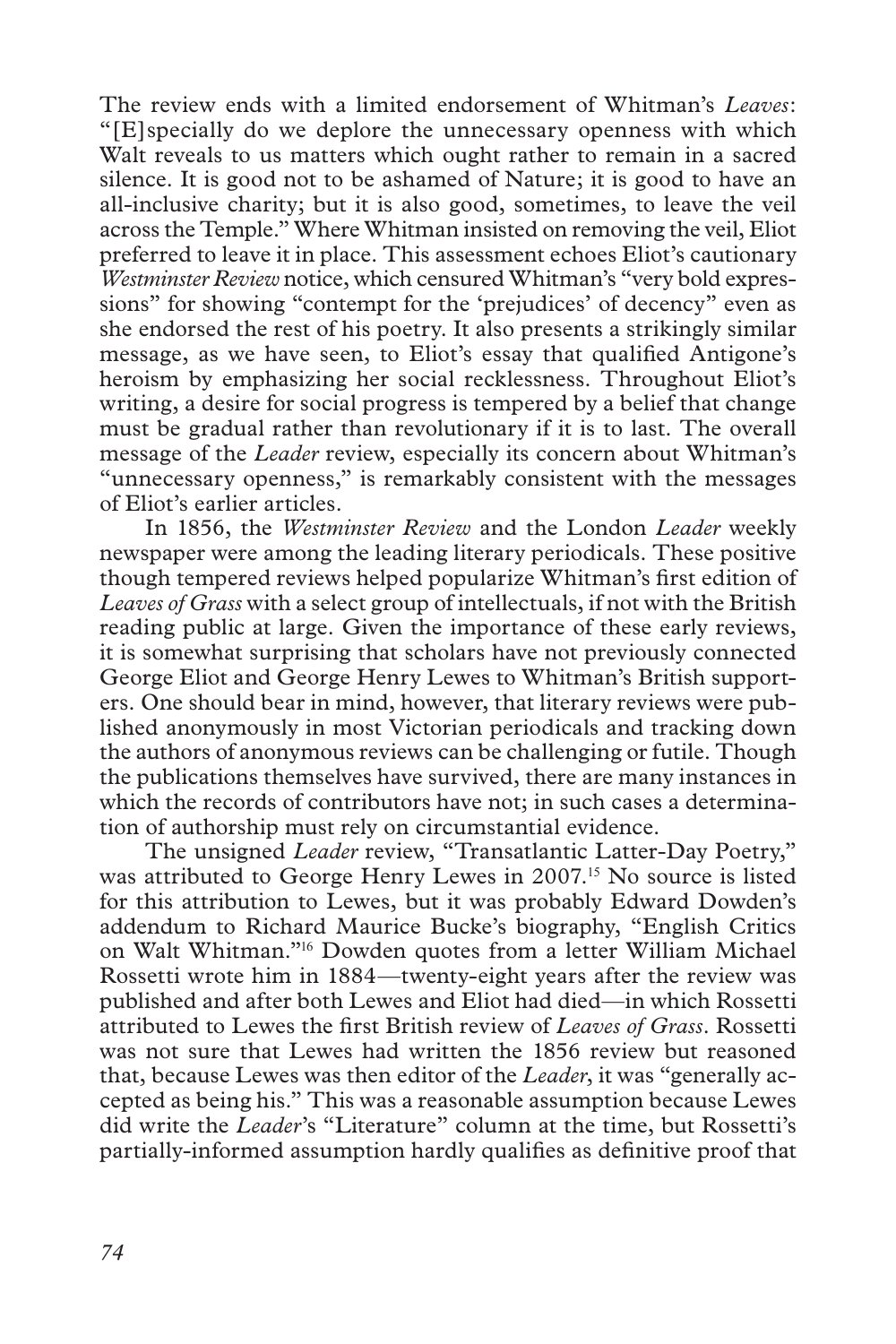The review ends with a limited endorsement of Whitman's *Leaves*: "[E]specially do we deplore the unnecessary openness with which Walt reveals to us matters which ought rather to remain in a sacred silence. It is good not to be ashamed of Nature; it is good to have an all-inclusive charity; but it is also good, sometimes, to leave the veil across the Temple." Where Whitman insisted on removing the veil, Eliot preferred to leave it in place. This assessment echoes Eliot's cautionary *Westminster Review* notice, which censured Whitman's "very bold expressions" for showing "contempt for the 'prejudices' of decency" even as she endorsed the rest of his poetry. It also presents a strikingly similar message, as we have seen, to Eliot's essay that qualified Antigone's heroism by emphasizing her social recklessness. Throughout Eliot's writing, a desire for social progress is tempered by a belief that change must be gradual rather than revolutionary if it is to last. The overall message of the *Leader* review, especially its concern about Whitman's "unnecessary openness," is remarkably consistent with the messages of Eliot's earlier articles.

In 1856, the *Westminster Review* and the London *Leader* weekly newspaper were among the leading literary periodicals. These positive though tempered reviews helped popularize Whitman's first edition of *Leaves of Grass* with a select group of intellectuals, if not with the British reading public at large. Given the importance of these early reviews, it is somewhat surprising that scholars have not previously connected George Eliot and George Henry Lewes to Whitman's British supporters. One should bear in mind, however, that literary reviews were published anonymously in most Victorian periodicals and tracking down the authors of anonymous reviews can be challenging or futile. Though the publications themselves have survived, there are many instances in which the records of contributors have not; in such cases a determination of authorship must rely on circumstantial evidence.

The unsigned *Leader* review, "Transatlantic Latter-Day Poetry," was attributed to George Henry Lewes in 2007.[15] No source is listed for this attribution to Lewes, but it was probably Edward Dowden's addendum to Richard Maurice Bucke's biography, "English Critics on Walt Whitman."[16] Dowden quotes from a letter William Michael Rossetti wrote him in 1884—twenty-eight years after the review was published and after both Lewes and Eliot had died—in which Rossetti attributed to Lewes the first British review of *Leaves of Grass*. Rossetti was not sure that Lewes had written the 1856 review but reasoned that, because Lewes was then editor of the *Leader*, it was "generally accepted as being his." This was a reasonable assumption because Lewes did write the *Leader*'s "Literature" column at the time, but Rossetti's partially-informed assumption hardly qualifies as definitive proof that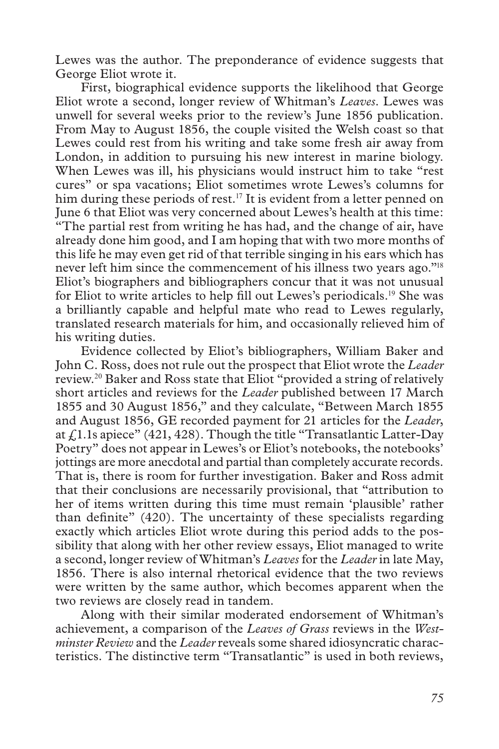Lewes was the author. The preponderance of evidence suggests that George Eliot wrote it.

First, biographical evidence supports the likelihood that George Eliot wrote a second, longer review of Whitman's *Leaves*. Lewes was unwell for several weeks prior to the review's June 1856 publication. From May to August 1856, the couple visited the Welsh coast so that Lewes could rest from his writing and take some fresh air away from London, in addition to pursuing his new interest in marine biology. When Lewes was ill, his physicians would instruct him to take "rest cures" or spa vacations; Eliot sometimes wrote Lewes's columns for him during these periods of rest.[17] It is evident from a letter penned on June 6 that Eliot was very concerned about Lewes's health at this time: "The partial rest from writing he has had, and the change of air, have already done him good, and I am hoping that with two more months of this life he may even get rid of that terrible singing in his ears which has never left him since the commencement of his illness two years ago."[18] Eliot's biographers and bibliographers concur that it was not unusual for Eliot to write articles to help fill out Lewes's periodicals.[19] She was a brilliantly capable and helpful mate who read to Lewes regularly, translated research materials for him, and occasionally relieved him of his writing duties.

Evidence collected by Eliot's bibliographers, William Baker and John C. Ross, does not rule out the prospect that Eliot wrote the *Leader* review.[20] Baker and Ross state that Eliot "provided a string of relatively short articles and reviews for the *Leader* published between 17 March 1855 and 30 August 1856," and they calculate, "Between March 1855 and August 1856, GE recorded payment for 21 articles for the *Leader*, at £1.1s apiece" (421, 428). Though the title "Transatlantic Latter-Day Poetry" does not appear in Lewes's or Eliot's notebooks, the notebooks' jottings are more anecdotal and partial than completely accurate records. That is, there is room for further investigation. Baker and Ross admit that their conclusions are necessarily provisional, that "attribution to her of items written during this time must remain 'plausible' rather than definite" (420). The uncertainty of these specialists regarding exactly which articles Eliot wrote during this period adds to the possibility that along with her other review essays, Eliot managed to write a second, longer review of Whitman's *Leaves* for the *Leader* in late May, 1856. There is also internal rhetorical evidence that the two reviews were written by the same author, which becomes apparent when the two reviews are closely read in tandem.

Along with their similar moderated endorsement of Whitman's achievement, a comparison of the *Leaves of Grass* reviews in the *Westminster Review* and the *Leader* reveals some shared idiosyncratic characteristics. The distinctive term "Transatlantic" is used in both reviews,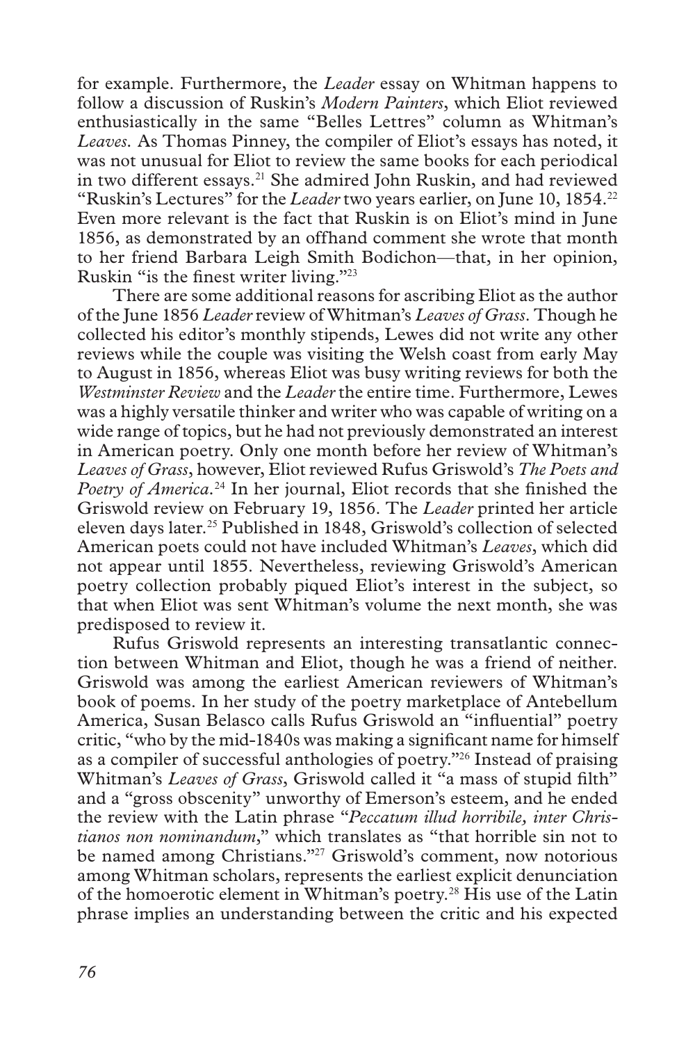for example. Furthermore, the *Leader* essay on Whitman happens to follow a discussion of Ruskin's *Modern Painters*, which Eliot reviewed enthusiastically in the same "Belles Lettres" column as Whitman's *Leaves*. As Thomas Pinney, the compiler of Eliot's essays has noted, it was not unusual for Eliot to review the same books for each periodical in two different essays.[21] She admired John Ruskin, and had reviewed "Ruskin's Lectures" for the *Leader* two years earlier, on June 10, 1854.[22] Even more relevant is the fact that Ruskin is on Eliot's mind in June 1856, as demonstrated by an offhand comment she wrote that month to her friend Barbara Leigh Smith Bodichon—that, in her opinion, Ruskin "is the finest writer living."[23]

There are some additional reasons for ascribing Eliot as the author of the June 1856 *Leader* review of Whitman's *Leaves of Grass*. Though he collected his editor's monthly stipends, Lewes did not write any other reviews while the couple was visiting the Welsh coast from early May to August in 1856, whereas Eliot was busy writing reviews for both the *Westminster Review* and the *Leader* the entire time. Furthermore, Lewes was a highly versatile thinker and writer who was capable of writing on a wide range of topics, but he had not previously demonstrated an interest in American poetry. Only one month before her review of Whitman's *Leaves of Grass*, however, Eliot reviewed Rufus Griswold's *The Poets and Poetry of America*.[24] In her journal, Eliot records that she finished the Griswold review on February 19, 1856. The *Leader* printed her article eleven days later.[25] Published in 1848, Griswold's collection of selected American poets could not have included Whitman's *Leaves*, which did not appear until 1855. Nevertheless, reviewing Griswold's American poetry collection probably piqued Eliot's interest in the subject, so that when Eliot was sent Whitman's volume the next month, she was predisposed to review it.

Rufus Griswold represents an interesting transatlantic connection between Whitman and Eliot, though he was a friend of neither. Griswold was among the earliest American reviewers of Whitman's book of poems. In her study of the poetry marketplace of Antebellum America, Susan Belasco calls Rufus Griswold an "influential" poetry critic, "who by the mid-1840s was making a significant name for himself as a compiler of successful anthologies of poetry."[26] Instead of praising Whitman's *Leaves of Grass*, Griswold called it "a mass of stupid filth" and a "gross obscenity" unworthy of Emerson's esteem, and he ended the review with the Latin phrase "*Peccatum illud horribile, inter Christianos non nominandum*," which translates as "that horrible sin not to be named among Christians."[27] Griswold's comment, now notorious among Whitman scholars, represents the earliest explicit denunciation of the homoerotic element in Whitman's poetry.[28] His use of the Latin phrase implies an understanding between the critic and his expected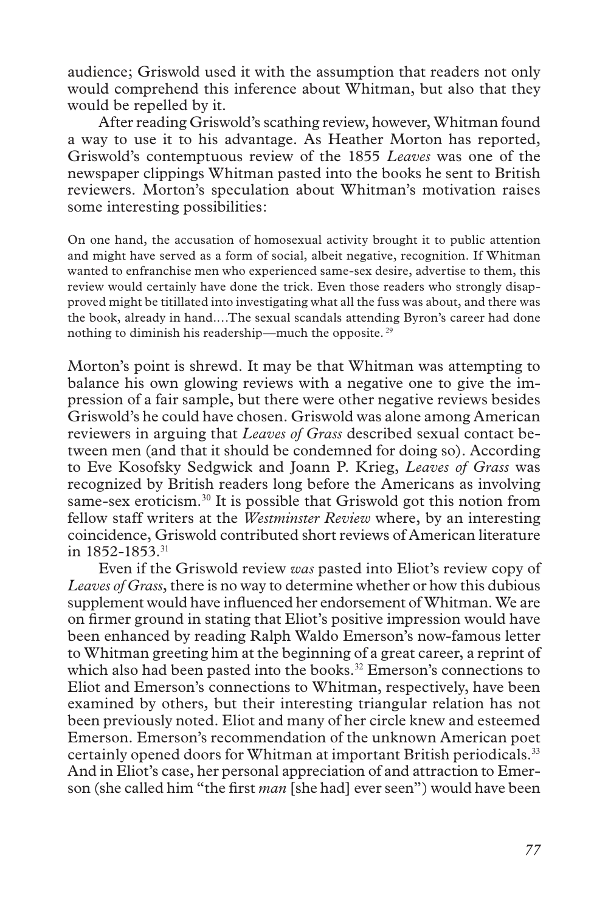audience; Griswold used it with the assumption that readers not only would comprehend this inference about Whitman, but also that they would be repelled by it.

After reading Griswold's scathing review, however, Whitman found a way to use it to his advantage. As Heather Morton has reported, Griswold's contemptuous review of the 1855 *Leaves* was one of the newspaper clippings Whitman pasted into the books he sent to British reviewers. Morton's speculation about Whitman's motivation raises some interesting possibilities:

> On one hand, the accusation of homosexual activity brought it to public attention and might have served as a form of social, albeit negative, recognition. If Whitman wanted to enfranchise men who experienced same-sex desire, advertise to them, this review would certainly have done the trick. Even those readers who strongly disapproved might be titillated into investigating what all the fuss was about, and there was the book, already in hand....The sexual scandals attending Byron's career had done nothing to diminish his readership—much the opposite. [29]

Morton's point is shrewd. It may be that Whitman was attempting to balance his own glowing reviews with a negative one to give the impression of a fair sample, but there were other negative reviews besides Griswold's he could have chosen. Griswold was alone among American reviewers in arguing that *Leaves of Grass* described sexual contact between men (and that it should be condemned for doing so). According to Eve Kosofsky Sedgwick and Joann P. Krieg, *Leaves of Grass* was recognized by British readers long before the Americans as involving same-sex eroticism.[30] It is possible that Griswold got this notion from fellow staff writers at the *Westminster Review* where, by an interesting coincidence, Griswold contributed short reviews of American literature in 1852-1853.[31]

Even if the Griswold review *was* pasted into Eliot's review copy of *Leaves of Grass*, there is no way to determine whether or how this dubious supplement would have influenced her endorsement of Whitman. We are on firmer ground in stating that Eliot's positive impression would have been enhanced by reading Ralph Waldo Emerson's now-famous letter to Whitman greeting him at the beginning of a great career, a reprint of which also had been pasted into the books.[32] Emerson's connections to Eliot and Emerson's connections to Whitman, respectively, have been examined by others, but their interesting triangular relation has not been previously noted. Eliot and many of her circle knew and esteemed Emerson. Emerson's recommendation of the unknown American poet certainly opened doors for Whitman at important British periodicals.[33] And in Eliot's case, her personal appreciation of and attraction to Emerson (she called him "the first *man* [she had] ever seen") would have been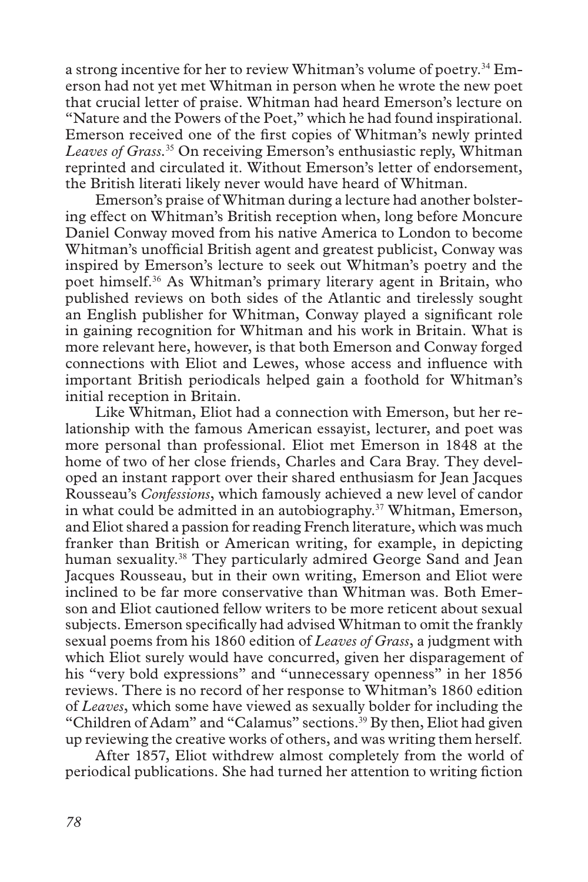a strong incentive for her to review Whitman's volume of poetry.[34] Emerson had not yet met Whitman in person when he wrote the new poet that crucial letter of praise. Whitman had heard Emerson's lecture on "Nature and the Powers of the Poet," which he had found inspirational. Emerson received one of the first copies of Whitman's newly printed *Leaves of Grass*.[35] On receiving Emerson's enthusiastic reply, Whitman reprinted and circulated it. Without Emerson's letter of endorsement, the British literati likely never would have heard of Whitman.

Emerson's praise of Whitman during a lecture had another bolstering effect on Whitman's British reception when, long before Moncure Daniel Conway moved from his native America to London to become Whitman's unofficial British agent and greatest publicist, Conway was inspired by Emerson's lecture to seek out Whitman's poetry and the poet himself.[36] As Whitman's primary literary agent in Britain, who published reviews on both sides of the Atlantic and tirelessly sought an English publisher for Whitman, Conway played a significant role in gaining recognition for Whitman and his work in Britain. What is more relevant here, however, is that both Emerson and Conway forged connections with Eliot and Lewes, whose access and influence with important British periodicals helped gain a foothold for Whitman's initial reception in Britain.

Like Whitman, Eliot had a connection with Emerson, but her relationship with the famous American essayist, lecturer, and poet was more personal than professional. Eliot met Emerson in 1848 at the home of two of her close friends, Charles and Cara Bray. They developed an instant rapport over their shared enthusiasm for Jean Jacques Rousseau's *Confessions*, which famously achieved a new level of candor in what could be admitted in an autobiography.[37] Whitman, Emerson, and Eliot shared a passion for reading French literature, which was much franker than British or American writing, for example, in depicting human sexuality.[38] They particularly admired George Sand and Jean Jacques Rousseau, but in their own writing, Emerson and Eliot were inclined to be far more conservative than Whitman was. Both Emerson and Eliot cautioned fellow writers to be more reticent about sexual subjects. Emerson specifically had advised Whitman to omit the frankly sexual poems from his 1860 edition of *Leaves of Grass*, a judgment with which Eliot surely would have concurred, given her disparagement of his "very bold expressions" and "unnecessary openness" in her 1856 reviews. There is no record of her response to Whitman's 1860 edition of *Leaves*, which some have viewed as sexually bolder for including the "Children of Adam" and "Calamus" sections.[39] By then, Eliot had given up reviewing the creative works of others, and was writing them herself.

After 1857, Eliot withdrew almost completely from the world of periodical publications. She had turned her attention to writing fiction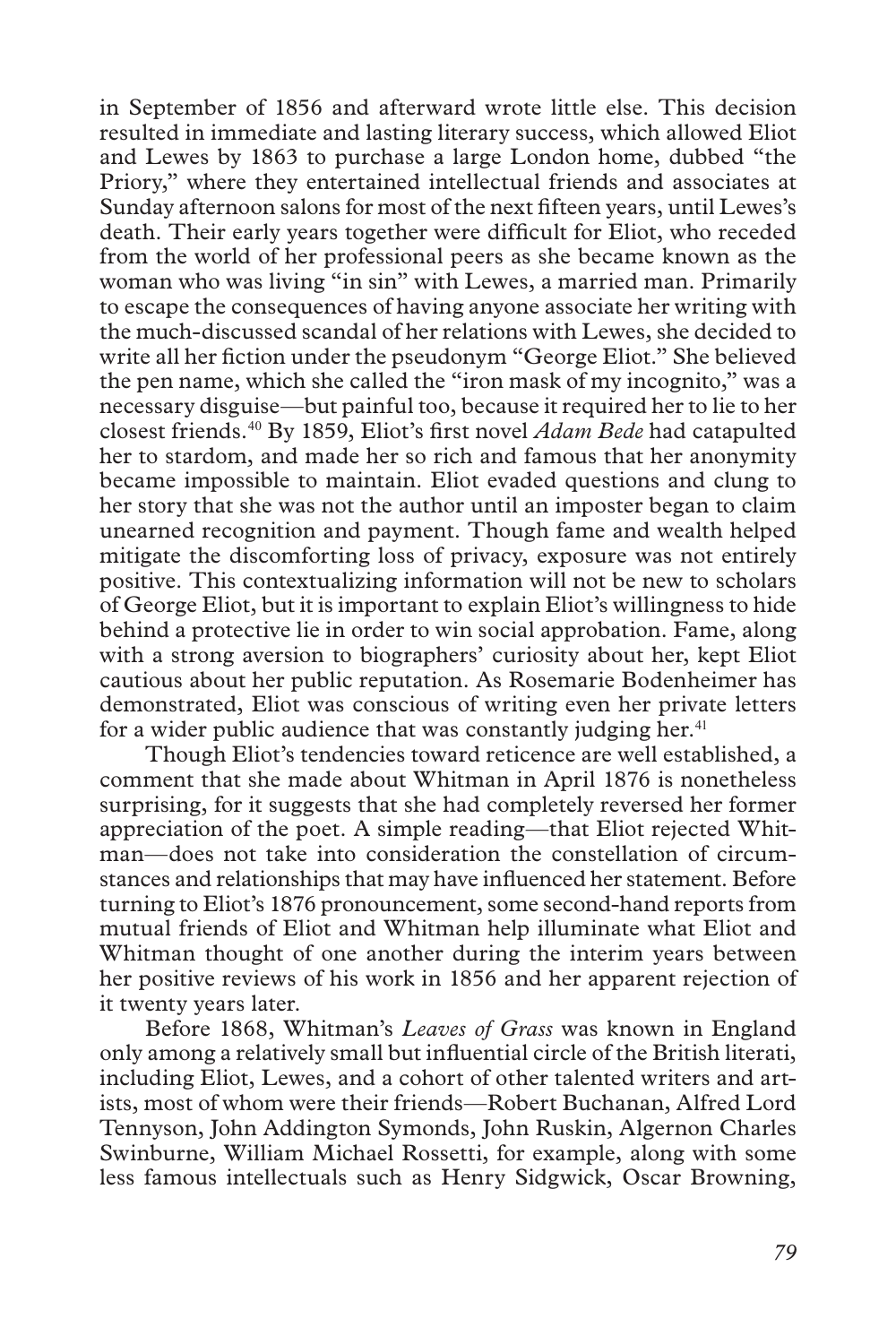in September of 1856 and afterward wrote little else. This decision resulted in immediate and lasting literary success, which allowed Eliot and Lewes by 1863 to purchase a large London home, dubbed "the Priory," where they entertained intellectual friends and associates at Sunday afternoon salons for most of the next fifteen years, until Lewes's death. Their early years together were difficult for Eliot, who receded from the world of her professional peers as she became known as the woman who was living "in sin" with Lewes, a married man. Primarily to escape the consequences of having anyone associate her writing with the much-discussed scandal of her relations with Lewes, she decided to write all her fiction under the pseudonym "George Eliot." She believed the pen name, which she called the "iron mask of my incognito," was a necessary disguise—but painful too, because it required her to lie to her closest friends.[40] By 1859, Eliot's first novel *Adam Bede* had catapulted her to stardom, and made her so rich and famous that her anonymity became impossible to maintain. Eliot evaded questions and clung to her story that she was not the author until an imposter began to claim unearned recognition and payment. Though fame and wealth helped mitigate the discomforting loss of privacy, exposure was not entirely positive. This contextualizing information will not be new to scholars of George Eliot, but it is important to explain Eliot's willingness to hide behind a protective lie in order to win social approbation. Fame, along with a strong aversion to biographers' curiosity about her, kept Eliot cautious about her public reputation. As Rosemarie Bodenheimer has demonstrated, Eliot was conscious of writing even her private letters for a wider public audience that was constantly judging her.[41]

Though Eliot's tendencies toward reticence are well established, a comment that she made about Whitman in April 1876 is nonetheless surprising, for it suggests that she had completely reversed her former appreciation of the poet. A simple reading—that Eliot rejected Whitman—does not take into consideration the constellation of circumstances and relationships that may have influenced her statement. Before turning to Eliot's 1876 pronouncement, some second-hand reports from mutual friends of Eliot and Whitman help illuminate what Eliot and Whitman thought of one another during the interim years between her positive reviews of his work in 1856 and her apparent rejection of it twenty years later.

Before 1868, Whitman's *Leaves of Grass* was known in England only among a relatively small but influential circle of the British literati, including Eliot, Lewes, and a cohort of other talented writers and artists, most of whom were their friends—Robert Buchanan, Alfred Lord Tennyson, John Addington Symonds, John Ruskin, Algernon Charles Swinburne, William Michael Rossetti, for example, along with some less famous intellectuals such as Henry Sidgwick, Oscar Browning,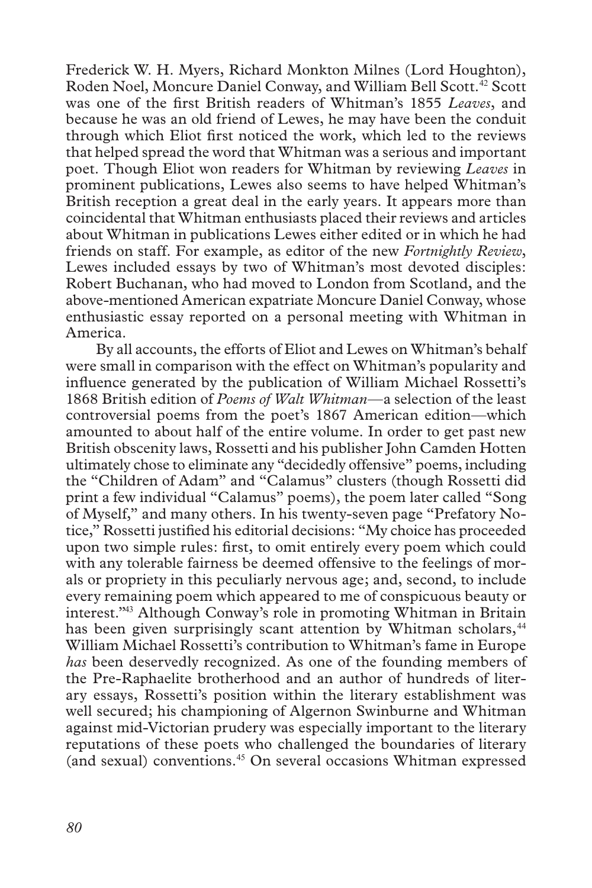Frederick W. H. Myers, Richard Monkton Milnes (Lord Houghton), Roden Noel, Moncure Daniel Conway, and William Bell Scott.[42] Scott was one of the first British readers of Whitman's 1855 *Leaves*, and because he was an old friend of Lewes, he may have been the conduit through which Eliot first noticed the work, which led to the reviews that helped spread the word that Whitman was a serious and important poet. Though Eliot won readers for Whitman by reviewing *Leaves* in prominent publications, Lewes also seems to have helped Whitman's British reception a great deal in the early years. It appears more than coincidental that Whitman enthusiasts placed their reviews and articles about Whitman in publications Lewes either edited or in which he had friends on staff. For example, as editor of the new *Fortnightly Review*, Lewes included essays by two of Whitman's most devoted disciples: Robert Buchanan, who had moved to London from Scotland, and the above-mentioned American expatriate Moncure Daniel Conway, whose enthusiastic essay reported on a personal meeting with Whitman in America.

By all accounts, the efforts of Eliot and Lewes on Whitman's behalf were small in comparison with the effect on Whitman's popularity and influence generated by the publication of William Michael Rossetti's 1868 British edition of *Poems of Walt Whitman*—a selection of the least controversial poems from the poet's 1867 American edition—which amounted to about half of the entire volume. In order to get past new British obscenity laws, Rossetti and his publisher John Camden Hotten ultimately chose to eliminate any "decidedly offensive" poems, including the "Children of Adam" and "Calamus" clusters (though Rossetti did print a few individual "Calamus" poems), the poem later called "Song of Myself," and many others. In his twenty-seven page "Prefatory Notice," Rossetti justified his editorial decisions: "My choice has proceeded upon two simple rules: first, to omit entirely every poem which could with any tolerable fairness be deemed offensive to the feelings of morals or propriety in this peculiarly nervous age; and, second, to include every remaining poem which appeared to me of conspicuous beauty or interest."[43] Although Conway's role in promoting Whitman in Britain has been given surprisingly scant attention by Whitman scholars,[44] William Michael Rossetti's contribution to Whitman's fame in Europe *has* been deservedly recognized. As one of the founding members of the Pre-Raphaelite brotherhood and an author of hundreds of literary essays, Rossetti's position within the literary establishment was well secured; his championing of Algernon Swinburne and Whitman against mid-Victorian prudery was especially important to the literary reputations of these poets who challenged the boundaries of literary (and sexual) conventions.[45] On several occasions Whitman expressed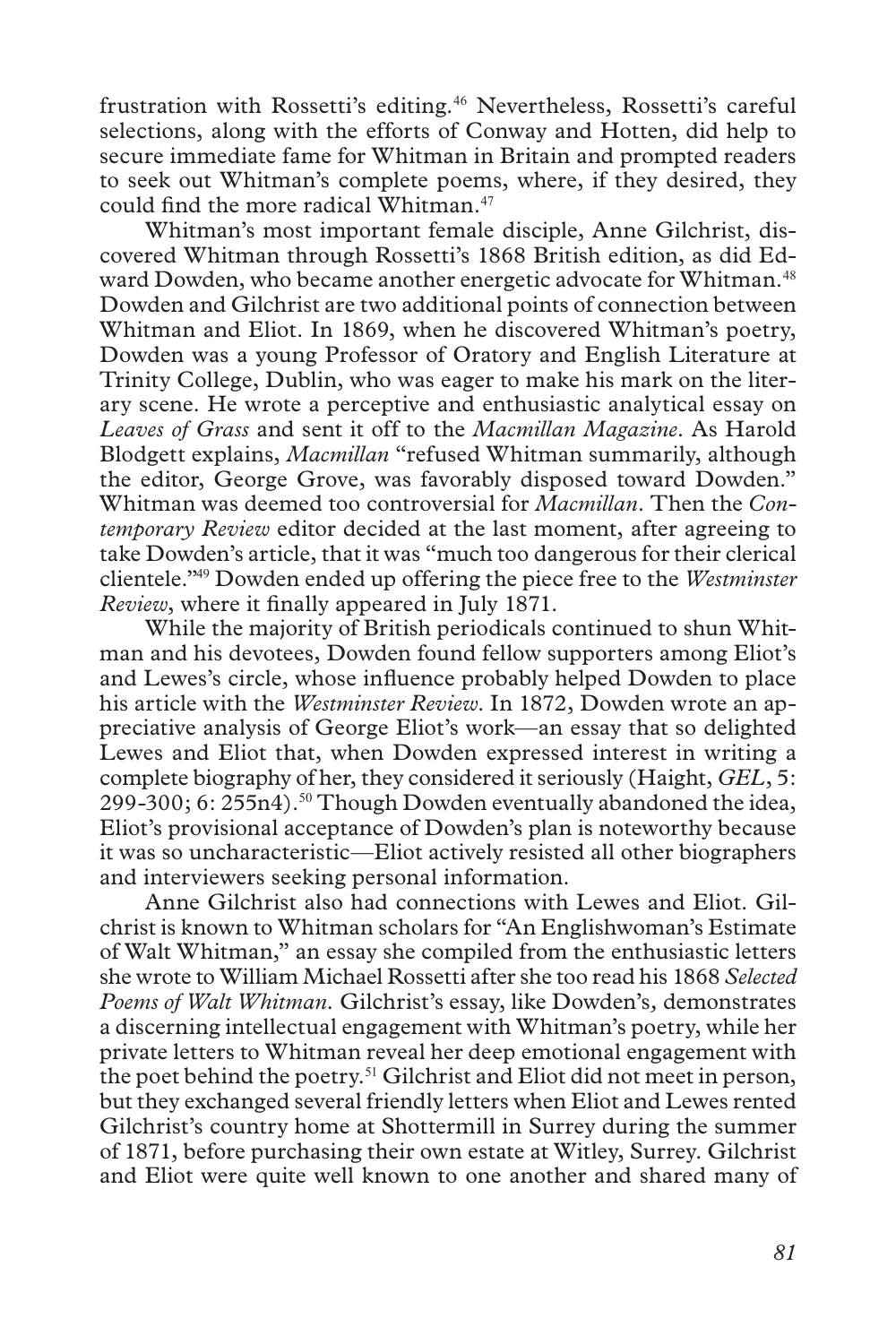frustration with Rossetti's editing.[46] Nevertheless, Rossetti's careful selections, along with the efforts of Conway and Hotten, did help to secure immediate fame for Whitman in Britain and prompted readers to seek out Whitman's complete poems, where, if they desired, they could find the more radical Whitman.[47]

Whitman's most important female disciple, Anne Gilchrist, discovered Whitman through Rossetti's 1868 British edition, as did Edward Dowden, who became another energetic advocate for Whitman.[48] Dowden and Gilchrist are two additional points of connection between Whitman and Eliot. In 1869, when he discovered Whitman's poetry, Dowden was a young Professor of Oratory and English Literature at Trinity College, Dublin, who was eager to make his mark on the literary scene. He wrote a perceptive and enthusiastic analytical essay on *Leaves of Grass* and sent it off to the *Macmillan Magazine*. As Harold Blodgett explains, *Macmillan* "refused Whitman summarily, although the editor, George Grove, was favorably disposed toward Dowden." Whitman was deemed too controversial for *Macmillan*. Then the *Contemporary Review* editor decided at the last moment, after agreeing to take Dowden's article, that it was "much too dangerous for their clerical clientele."[49] Dowden ended up offering the piece free to the *Westminster Review*, where it finally appeared in July 1871.

While the majority of British periodicals continued to shun Whitman and his devotees, Dowden found fellow supporters among Eliot's and Lewes's circle, whose influence probably helped Dowden to place his article with the *Westminster Review*. In 1872, Dowden wrote an appreciative analysis of George Eliot's work—an essay that so delighted Lewes and Eliot that, when Dowden expressed interest in writing a complete biography of her, they considered it seriously (Haight, *GEL*, 5: 299-300; 6: 255n4).[50] Though Dowden eventually abandoned the idea, Eliot's provisional acceptance of Dowden's plan is noteworthy because it was so uncharacteristic—Eliot actively resisted all other biographers and interviewers seeking personal information.

Anne Gilchrist also had connections with Lewes and Eliot. Gilchrist is known to Whitman scholars for "An Englishwoman's Estimate of Walt Whitman," an essay she compiled from the enthusiastic letters she wrote to William Michael Rossetti after she too read his 1868 *Selected Poems of Walt Whitman*. Gilchrist's essay, like Dowden's, demonstrates a discerning intellectual engagement with Whitman's poetry, while her private letters to Whitman reveal her deep emotional engagement with the poet behind the poetry.[51] Gilchrist and Eliot did not meet in person, but they exchanged several friendly letters when Eliot and Lewes rented Gilchrist's country home at Shottermill in Surrey during the summer of 1871, before purchasing their own estate at Witley, Surrey. Gilchrist and Eliot were quite well known to one another and shared many of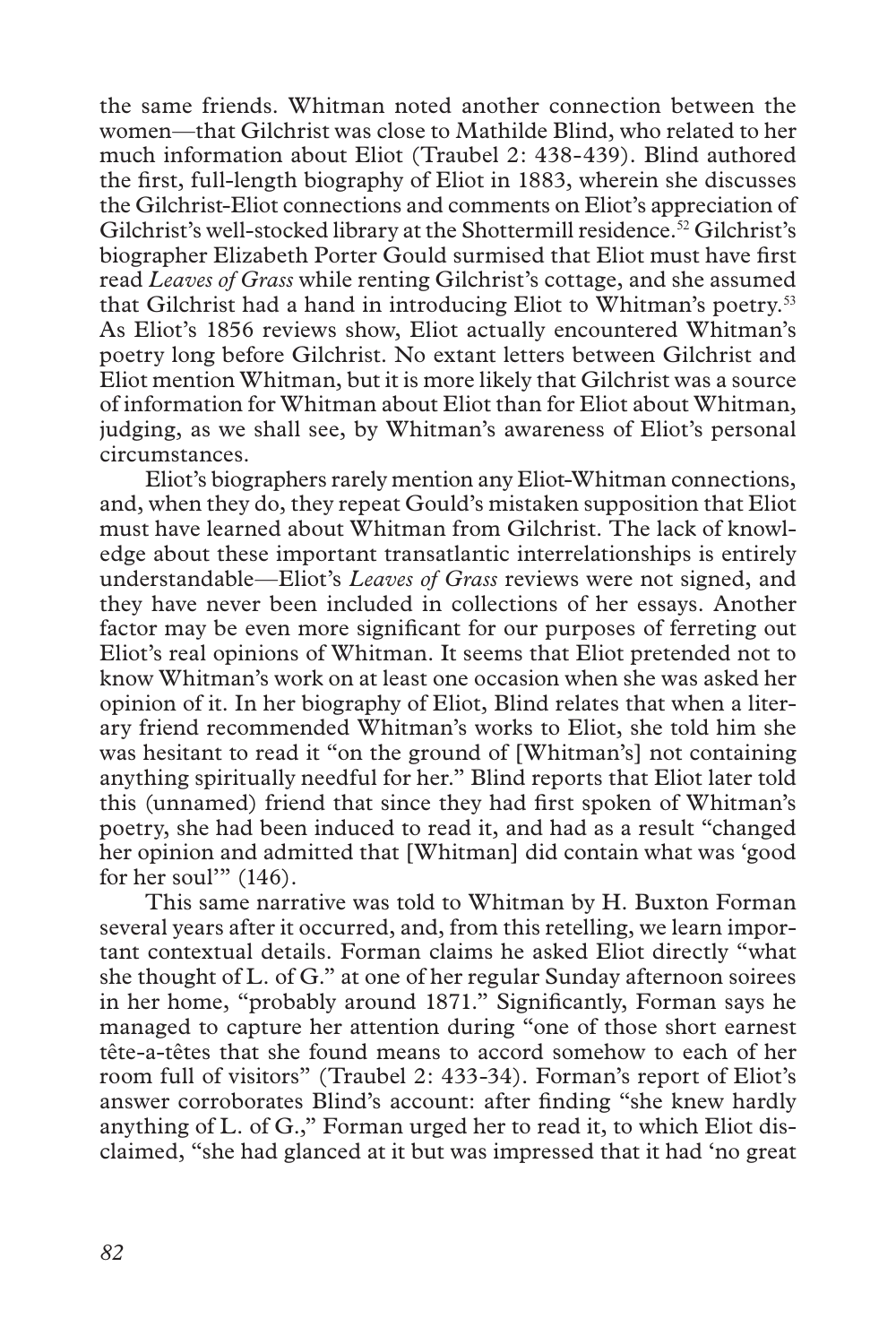the same friends. Whitman noted another connection between the women—that Gilchrist was close to Mathilde Blind, who related to her much information about Eliot (Traubel 2: 438-439). Blind authored the first, full-length biography of Eliot in 1883, wherein she discusses the Gilchrist-Eliot connections and comments on Eliot's appreciation of Gilchrist's well-stocked library at the Shottermill residence.[52] Gilchrist's biographer Elizabeth Porter Gould surmised that Eliot must have first read *Leaves of Grass* while renting Gilchrist's cottage, and she assumed that Gilchrist had a hand in introducing Eliot to Whitman's poetry.[53] As Eliot's 1856 reviews show, Eliot actually encountered Whitman's poetry long before Gilchrist. No extant letters between Gilchrist and Eliot mention Whitman, but it is more likely that Gilchrist was a source of information for Whitman about Eliot than for Eliot about Whitman, judging, as we shall see, by Whitman's awareness of Eliot's personal circumstances.

Eliot's biographers rarely mention any Eliot-Whitman connections, and, when they do, they repeat Gould's mistaken supposition that Eliot must have learned about Whitman from Gilchrist. The lack of knowledge about these important transatlantic interrelationships is entirely understandable—Eliot's *Leaves of Grass* reviews were not signed, and they have never been included in collections of her essays. Another factor may be even more significant for our purposes of ferreting out Eliot's real opinions of Whitman. It seems that Eliot pretended not to know Whitman's work on at least one occasion when she was asked her opinion of it. In her biography of Eliot, Blind relates that when a literary friend recommended Whitman's works to Eliot, she told him she was hesitant to read it "on the ground of [Whitman's] not containing anything spiritually needful for her." Blind reports that Eliot later told this (unnamed) friend that since they had first spoken of Whitman's poetry, she had been induced to read it, and had as a result "changed her opinion and admitted that [Whitman] did contain what was 'good for her soul'" (146).

This same narrative was told to Whitman by H. Buxton Forman several years after it occurred, and, from this retelling, we learn important contextual details. Forman claims he asked Eliot directly "what she thought of L. of G." at one of her regular Sunday afternoon soirees in her home, "probably around 1871." Significantly, Forman says he managed to capture her attention during "one of those short earnest tête-a-têtes that she found means to accord somehow to each of her room full of visitors" (Traubel 2: 433-34). Forman's report of Eliot's answer corroborates Blind's account: after finding "she knew hardly anything of L. of G.," Forman urged her to read it, to which Eliot disclaimed, "she had glanced at it but was impressed that it had 'no great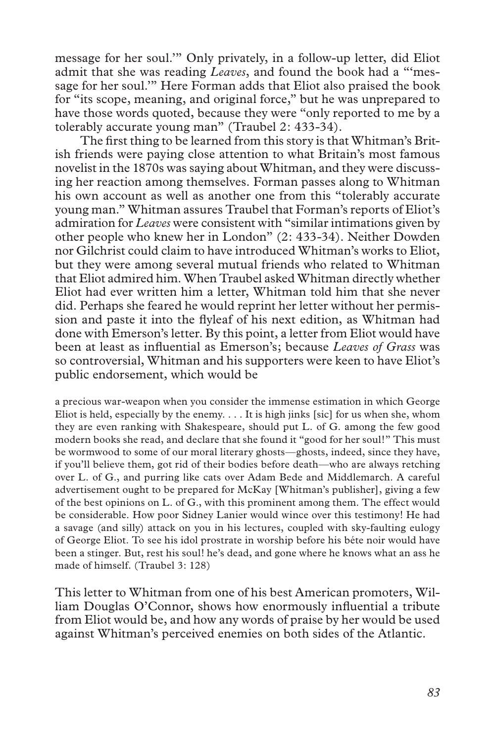message for her soul.'" Only privately, in a follow-up letter, did Eliot admit that she was reading *Leaves*, and found the book had a "'message for her soul.'" Here Forman adds that Eliot also praised the book for "its scope, meaning, and original force," but he was unprepared to have those words quoted, because they were "only reported to me by a tolerably accurate young man" (Traubel 2: 433-34).

The first thing to be learned from this story is that Whitman's British friends were paying close attention to what Britain's most famous novelist in the 1870s was saying about Whitman, and they were discussing her reaction among themselves. Forman passes along to Whitman his own account as well as another one from this "tolerably accurate young man." Whitman assures Traubel that Forman's reports of Eliot's admiration for *Leaves* were consistent with "similar intimations given by other people who knew her in London" (2: 433-34). Neither Dowden nor Gilchrist could claim to have introduced Whitman's works to Eliot, but they were among several mutual friends who related to Whitman that Eliot admired him. When Traubel asked Whitman directly whether Eliot had ever written him a letter, Whitman told him that she never did. Perhaps she feared he would reprint her letter without her permission and paste it into the flyleaf of his next edition, as Whitman had done with Emerson's letter. By this point, a letter from Eliot would have been at least as influential as Emerson's; because *Leaves of Grass* was so controversial, Whitman and his supporters were keen to have Eliot's public endorsement, which would be

> a precious war-weapon when you consider the immense estimation in which George Eliot is held, especially by the enemy. . . . It is high jinks [sic] for us when she, whom they are even ranking with Shakespeare, should put L. of G. among the few good modern books she read, and declare that she found it "good for her soul!" This must be wormwood to some of our moral literary ghosts—ghosts, indeed, since they have, if you'll believe them, got rid of their bodies before death—who are always retching over L. of G., and purring like cats over Adam Bede and Middlemarch. A careful advertisement ought to be prepared for McKay [Whitman's publisher], giving a few of the best opinions on L. of G., with this prominent among them. The effect would be considerable. How poor Sidney Lanier would wince over this testimony! He had a savage (and silly) attack on you in his lectures, coupled with sky-faulting eulogy of George Eliot. To see his idol prostrate in worship before his béte noir would have been a stinger. But, rest his soul! he's dead, and gone where he knows what an ass he made of himself. (Traubel 3: 128)

This letter to Whitman from one of his best American promoters, William Douglas O'Connor, shows how enormously influential a tribute from Eliot would be, and how any words of praise by her would be used against Whitman's perceived enemies on both sides of the Atlantic.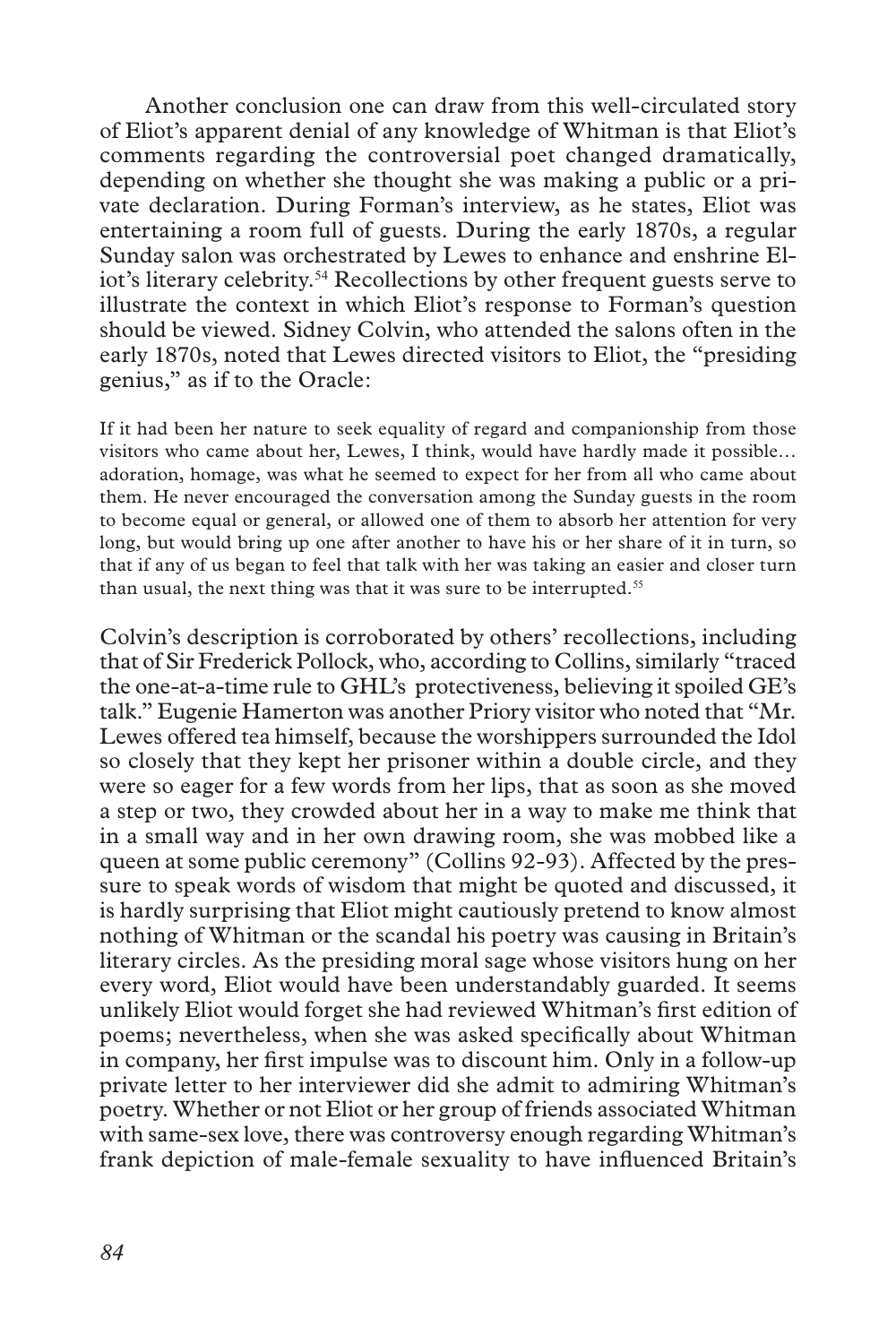Another conclusion one can draw from this well-circulated story of Eliot's apparent denial of any knowledge of Whitman is that Eliot's comments regarding the controversial poet changed dramatically, depending on whether she thought she was making a public or a private declaration. During Forman's interview, as he states, Eliot was entertaining a room full of guests. During the early 1870s, a regular Sunday salon was orchestrated by Lewes to enhance and enshrine Eliot's literary celebrity.[54] Recollections by other frequent guests serve to illustrate the context in which Eliot's response to Forman's question should be viewed. Sidney Colvin, who attended the salons often in the early 1870s, noted that Lewes directed visitors to Eliot, the "presiding genius," as if to the Oracle:

> If it had been her nature to seek equality of regard and companionship from those visitors who came about her, Lewes, I think, would have hardly made it possible… adoration, homage, was what he seemed to expect for her from all who came about them. He never encouraged the conversation among the Sunday guests in the room to become equal or general, or allowed one of them to absorb her attention for very long, but would bring up one after another to have his or her share of it in turn, so that if any of us began to feel that talk with her was taking an easier and closer turn than usual, the next thing was that it was sure to be interrupted.[55]

Colvin's description is corroborated by others' recollections, including that of Sir Frederick Pollock, who, according to Collins, similarly "traced the one-at-a-time rule to GHL's protectiveness, believing it spoiled GE's talk." Eugenie Hamerton was another Priory visitor who noted that "Mr. Lewes offered tea himself, because the worshippers surrounded the Idol so closely that they kept her prisoner within a double circle, and they were so eager for a few words from her lips, that as soon as she moved a step or two, they crowded about her in a way to make me think that in a small way and in her own drawing room, she was mobbed like a queen at some public ceremony" (Collins 92-93). Affected by the pressure to speak words of wisdom that might be quoted and discussed, it is hardly surprising that Eliot might cautiously pretend to know almost nothing of Whitman or the scandal his poetry was causing in Britain's literary circles. As the presiding moral sage whose visitors hung on her every word, Eliot would have been understandably guarded. It seems unlikely Eliot would forget she had reviewed Whitman's first edition of poems; nevertheless, when she was asked specifically about Whitman in company, her first impulse was to discount him. Only in a follow-up private letter to her interviewer did she admit to admiring Whitman's poetry. Whether or not Eliot or her group of friends associated Whitman with same-sex love, there was controversy enough regarding Whitman's frank depiction of male-female sexuality to have influenced Britain's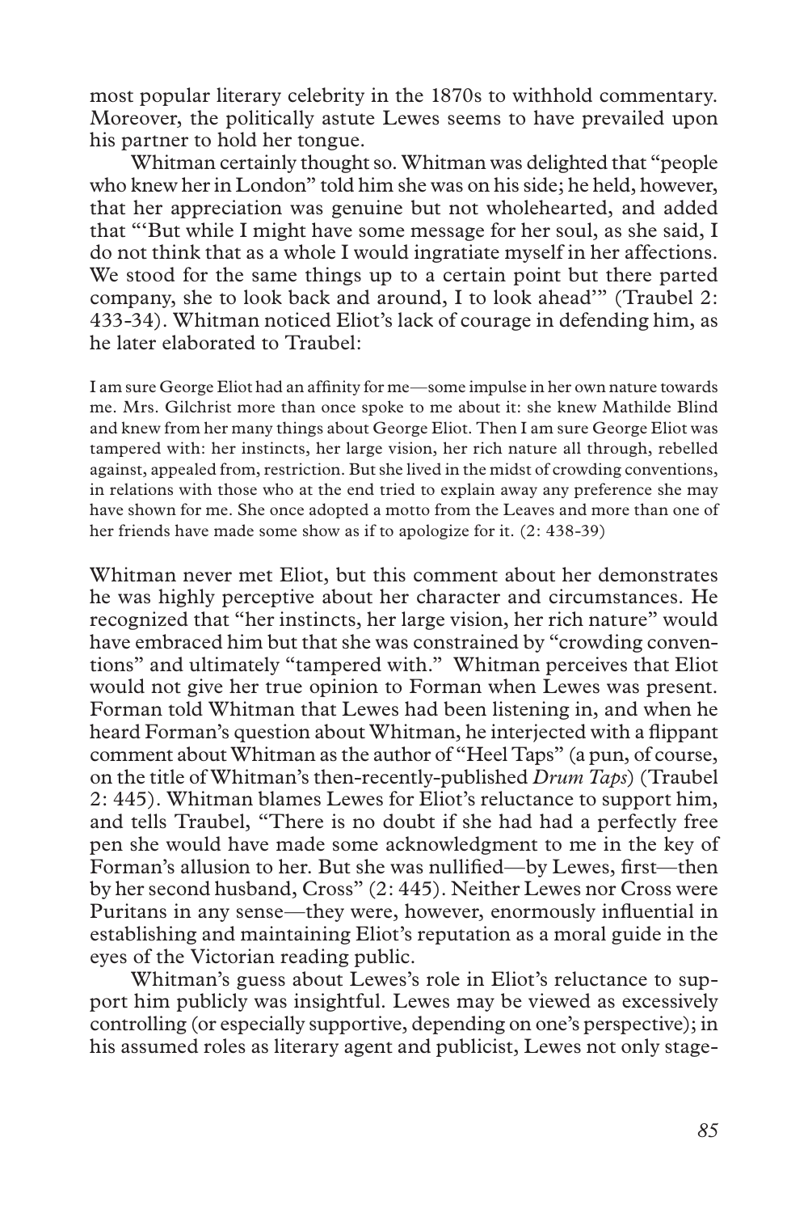most popular literary celebrity in the 1870s to withhold commentary. Moreover, the politically astute Lewes seems to have prevailed upon his partner to hold her tongue.

Whitman certainly thought so. Whitman was delighted that "people who knew her in London" told him she was on his side; he held, however, that her appreciation was genuine but not wholehearted, and added that "'But while I might have some message for her soul, as she said, I do not think that as a whole I would ingratiate myself in her affections. We stood for the same things up to a certain point but there parted company, she to look back and around, I to look ahead'" (Traubel 2: 433-34). Whitman noticed Eliot's lack of courage in defending him, as he later elaborated to Traubel:

> I am sure George Eliot had an affinity for me—some impulse in her own nature towards me. Mrs. Gilchrist more than once spoke to me about it: she knew Mathilde Blind and knew from her many things about George Eliot. Then I am sure George Eliot was tampered with: her instincts, her large vision, her rich nature all through, rebelled against, appealed from, restriction. But she lived in the midst of crowding conventions, in relations with those who at the end tried to explain away any preference she may have shown for me. She once adopted a motto from the Leaves and more than one of her friends have made some show as if to apologize for it. (2: 438-39)

Whitman never met Eliot, but this comment about her demonstrates he was highly perceptive about her character and circumstances. He recognized that "her instincts, her large vision, her rich nature" would have embraced him but that she was constrained by "crowding conventions" and ultimately "tampered with." Whitman perceives that Eliot would not give her true opinion to Forman when Lewes was present. Forman told Whitman that Lewes had been listening in, and when he heard Forman's question about Whitman, he interjected with a flippant comment about Whitman as the author of "Heel Taps" (a pun, of course, on the title of Whitman's then-recently-published *Drum Taps*) (Traubel 2: 445). Whitman blames Lewes for Eliot's reluctance to support him, and tells Traubel, "There is no doubt if she had had a perfectly free pen she would have made some acknowledgment to me in the key of Forman's allusion to her. But she was nullified—by Lewes, first—then by her second husband, Cross" (2: 445). Neither Lewes nor Cross were Puritans in any sense—they were, however, enormously influential in establishing and maintaining Eliot's reputation as a moral guide in the eyes of the Victorian reading public.

Whitman's guess about Lewes's role in Eliot's reluctance to support him publicly was insightful. Lewes may be viewed as excessively controlling (or especially supportive, depending on one's perspective); in his assumed roles as literary agent and publicist, Lewes not only stage-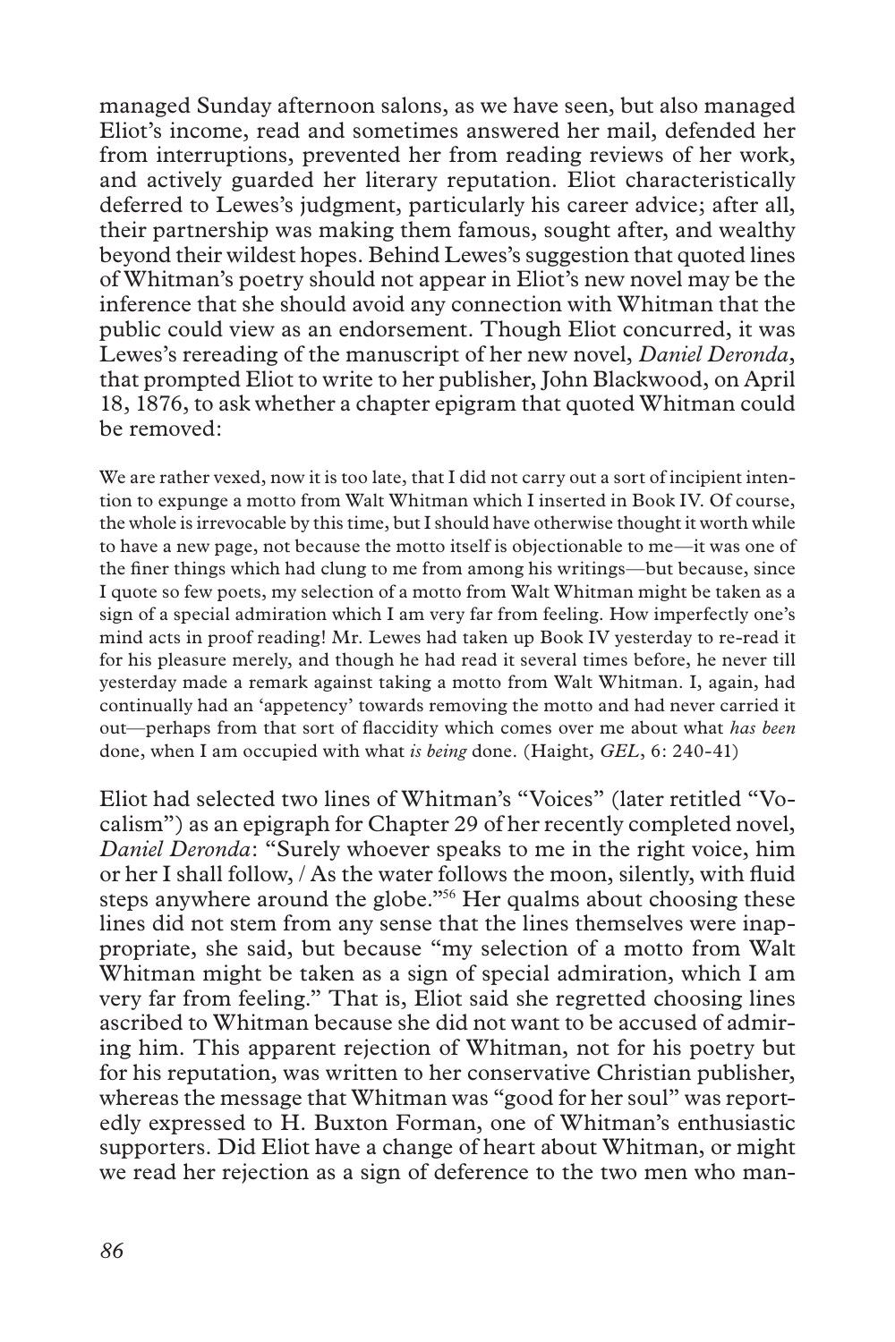managed Sunday afternoon salons, as we have seen, but also managed Eliot's income, read and sometimes answered her mail, defended her from interruptions, prevented her from reading reviews of her work, and actively guarded her literary reputation. Eliot characteristically deferred to Lewes's judgment, particularly his career advice; after all, their partnership was making them famous, sought after, and wealthy beyond their wildest hopes. Behind Lewes's suggestion that quoted lines of Whitman's poetry should not appear in Eliot's new novel may be the inference that she should avoid any connection with Whitman that the public could view as an endorsement. Though Eliot concurred, it was Lewes's rereading of the manuscript of her new novel, *Daniel Deronda*, that prompted Eliot to write to her publisher, John Blackwood, on April 18, 1876, to ask whether a chapter epigram that quoted Whitman could be removed:

> We are rather vexed, now it is too late, that I did not carry out a sort of incipient intention to expunge a motto from Walt Whitman which I inserted in Book IV. Of course, the whole is irrevocable by this time, but I should have otherwise thought it worth while to have a new page, not because the motto itself is objectionable to me—it was one of the finer things which had clung to me from among his writings—but because, since I quote so few poets, my selection of a motto from Walt Whitman might be taken as a sign of a special admiration which I am very far from feeling. How imperfectly one's mind acts in proof reading! Mr. Lewes had taken up Book IV yesterday to re-read it for his pleasure merely, and though he had read it several times before, he never till yesterday made a remark against taking a motto from Walt Whitman. I, again, had continually had an 'appetency' towards removing the motto and had never carried it out—perhaps from that sort of flaccidity which comes over me about what *has been* done, when I am occupied with what *is being* done. (Haight, *GEL*, 6: 240-41)

Eliot had selected two lines of Whitman's "Voices" (later retitled "Vocalism") as an epigraph for Chapter 29 of her recently completed novel, *Daniel Deronda*: "Surely whoever speaks to me in the right voice, him or her I shall follow, / As the water follows the moon, silently, with fluid steps anywhere around the globe."[56] Her qualms about choosing these lines did not stem from any sense that the lines themselves were inappropriate, she said, but because "my selection of a motto from Walt Whitman might be taken as a sign of special admiration, which I am very far from feeling." That is, Eliot said she regretted choosing lines ascribed to Whitman because she did not want to be accused of admiring him. This apparent rejection of Whitman, not for his poetry but for his reputation, was written to her conservative Christian publisher, whereas the message that Whitman was "good for her soul" was reportedly expressed to H. Buxton Forman, one of Whitman's enthusiastic supporters. Did Eliot have a change of heart about Whitman, or might we read her rejection as a sign of deference to the two men who man-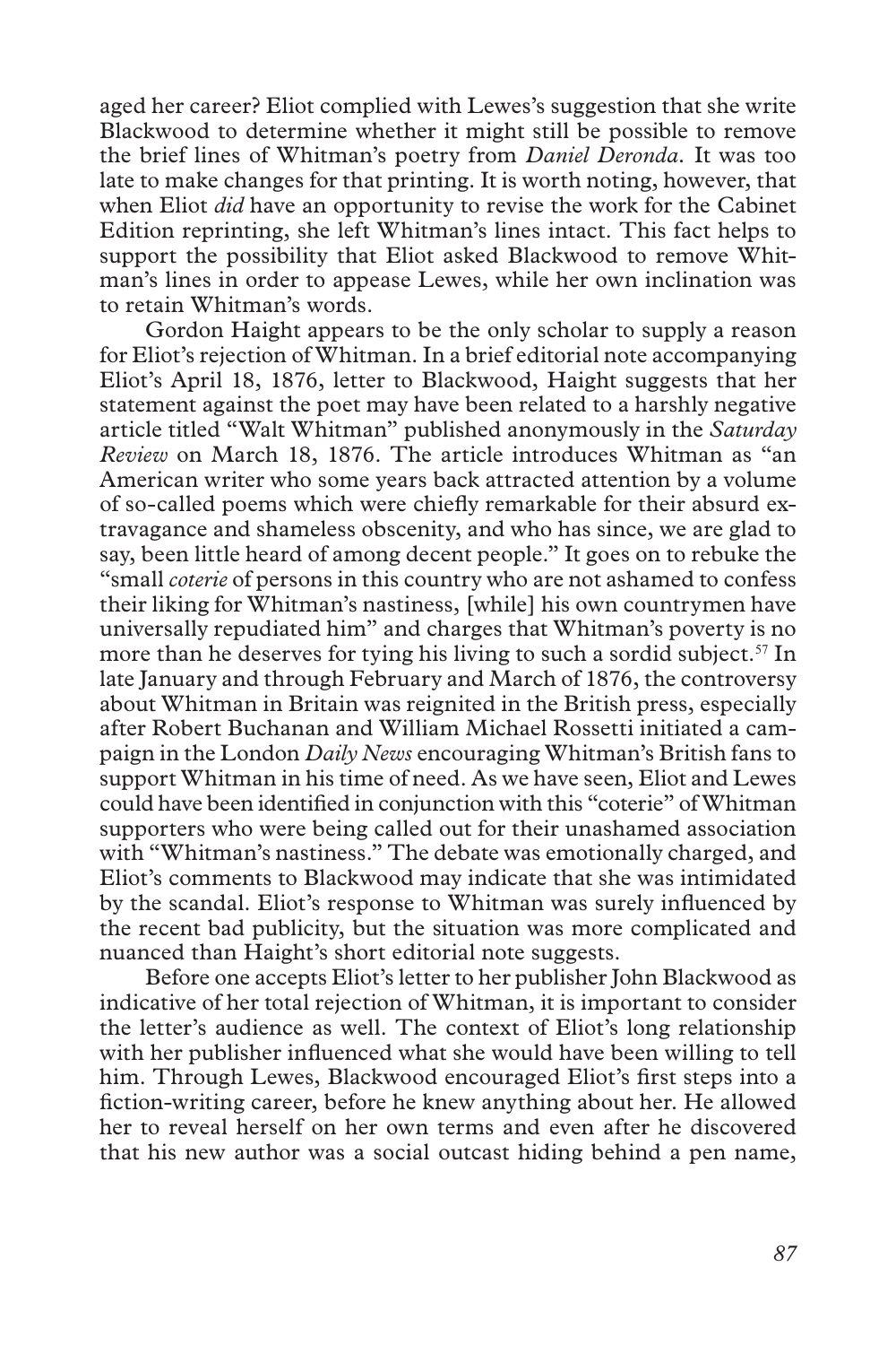aged her career? Eliot complied with Lewes's suggestion that she write Blackwood to determine whether it might still be possible to remove the brief lines of Whitman's poetry from *Daniel Deronda*. It was too late to make changes for that printing. It is worth noting, however, that when Eliot *did* have an opportunity to revise the work for the Cabinet Edition reprinting, she left Whitman's lines intact. This fact helps to support the possibility that Eliot asked Blackwood to remove Whitman's lines in order to appease Lewes, while her own inclination was to retain Whitman's words.

Gordon Haight appears to be the only scholar to supply a reason for Eliot's rejection of Whitman. In a brief editorial note accompanying Eliot's April 18, 1876, letter to Blackwood, Haight suggests that her statement against the poet may have been related to a harshly negative article titled "Walt Whitman" published anonymously in the *Saturday Review* on March 18, 1876. The article introduces Whitman as "an American writer who some years back attracted attention by a volume of so-called poems which were chiefly remarkable for their absurd extravagance and shameless obscenity, and who has since, we are glad to say, been little heard of among decent people." It goes on to rebuke the "small *coterie* of persons in this country who are not ashamed to confess their liking for Whitman's nastiness, [while] his own countrymen have universally repudiated him" and charges that Whitman's poverty is no more than he deserves for tying his living to such a sordid subject.[57] In late January and through February and March of 1876, the controversy about Whitman in Britain was reignited in the British press, especially after Robert Buchanan and William Michael Rossetti initiated a campaign in the London *Daily News* encouraging Whitman's British fans to support Whitman in his time of need. As we have seen, Eliot and Lewes could have been identified in conjunction with this "coterie" of Whitman supporters who were being called out for their unashamed association with "Whitman's nastiness." The debate was emotionally charged, and Eliot's comments to Blackwood may indicate that she was intimidated by the scandal. Eliot's response to Whitman was surely influenced by the recent bad publicity, but the situation was more complicated and nuanced than Haight's short editorial note suggests.

Before one accepts Eliot's letter to her publisher John Blackwood as indicative of her total rejection of Whitman, it is important to consider the letter's audience as well. The context of Eliot's long relationship with her publisher influenced what she would have been willing to tell him. Through Lewes, Blackwood encouraged Eliot's first steps into a fiction-writing career, before he knew anything about her. He allowed her to reveal herself on her own terms and even after he discovered that his new author was a social outcast hiding behind a pen name,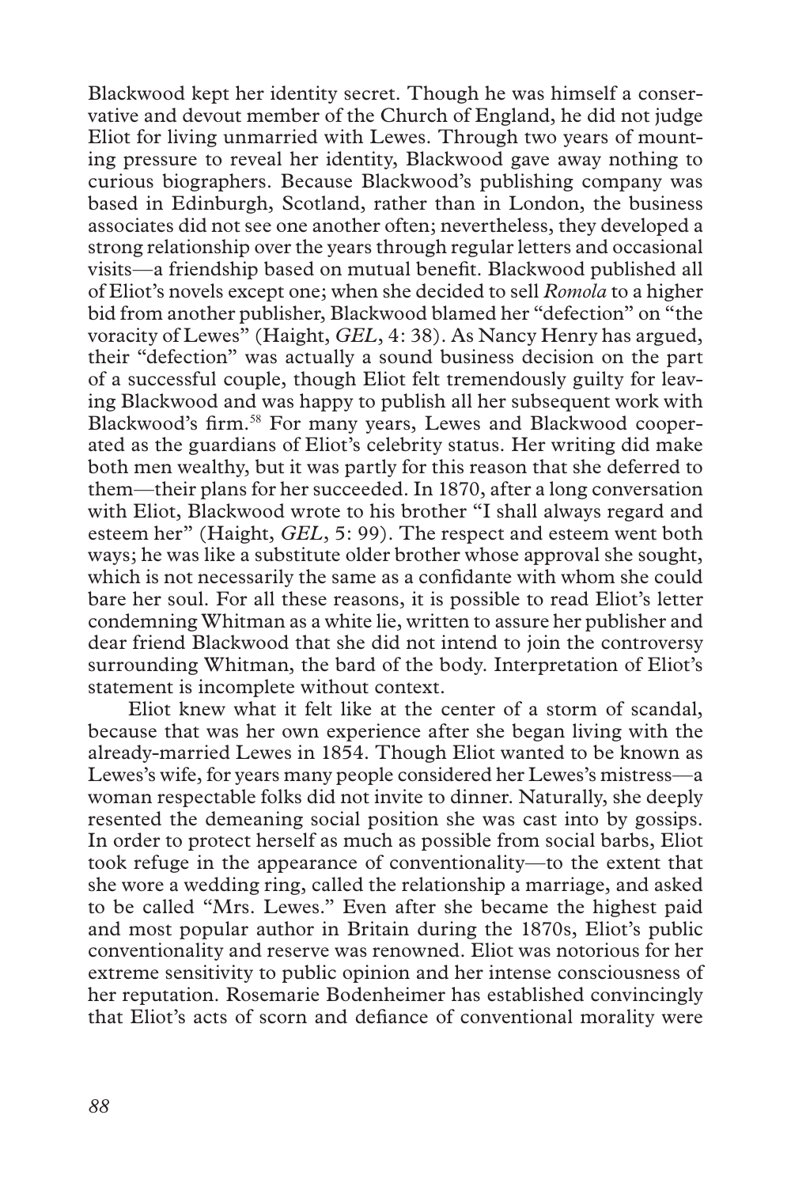Blackwood kept her identity secret. Though he was himself a conservative and devout member of the Church of England, he did not judge Eliot for living unmarried with Lewes. Through two years of mounting pressure to reveal her identity, Blackwood gave away nothing to curious biographers. Because Blackwood's publishing company was based in Edinburgh, Scotland, rather than in London, the business associates did not see one another often; nevertheless, they developed a strong relationship over the years through regular letters and occasional visits—a friendship based on mutual benefit. Blackwood published all of Eliot's novels except one; when she decided to sell *Romola* to a higher bid from another publisher, Blackwood blamed her "defection" on "the voracity of Lewes" (Haight, *GEL*, 4: 38). As Nancy Henry has argued, their "defection" was actually a sound business decision on the part of a successful couple, though Eliot felt tremendously guilty for leaving Blackwood and was happy to publish all her subsequent work with Blackwood's firm.[58] For many years, Lewes and Blackwood cooperated as the guardians of Eliot's celebrity status. Her writing did make both men wealthy, but it was partly for this reason that she deferred to them—their plans for her succeeded. In 1870, after a long conversation with Eliot, Blackwood wrote to his brother "I shall always regard and esteem her" (Haight, *GEL*, 5: 99). The respect and esteem went both ways; he was like a substitute older brother whose approval she sought, which is not necessarily the same as a confidante with whom she could bare her soul. For all these reasons, it is possible to read Eliot's letter condemning Whitman as a white lie, written to assure her publisher and dear friend Blackwood that she did not intend to join the controversy surrounding Whitman, the bard of the body. Interpretation of Eliot's statement is incomplete without context.

Eliot knew what it felt like at the center of a storm of scandal, because that was her own experience after she began living with the already-married Lewes in 1854. Though Eliot wanted to be known as Lewes's wife, for years many people considered her Lewes's mistress—a woman respectable folks did not invite to dinner. Naturally, she deeply resented the demeaning social position she was cast into by gossips. In order to protect herself as much as possible from social barbs, Eliot took refuge in the appearance of conventionality—to the extent that she wore a wedding ring, called the relationship a marriage, and asked to be called "Mrs. Lewes." Even after she became the highest paid and most popular author in Britain during the 1870s, Eliot's public conventionality and reserve was renowned. Eliot was notorious for her extreme sensitivity to public opinion and her intense consciousness of her reputation. Rosemarie Bodenheimer has established convincingly that Eliot's acts of scorn and defiance of conventional morality were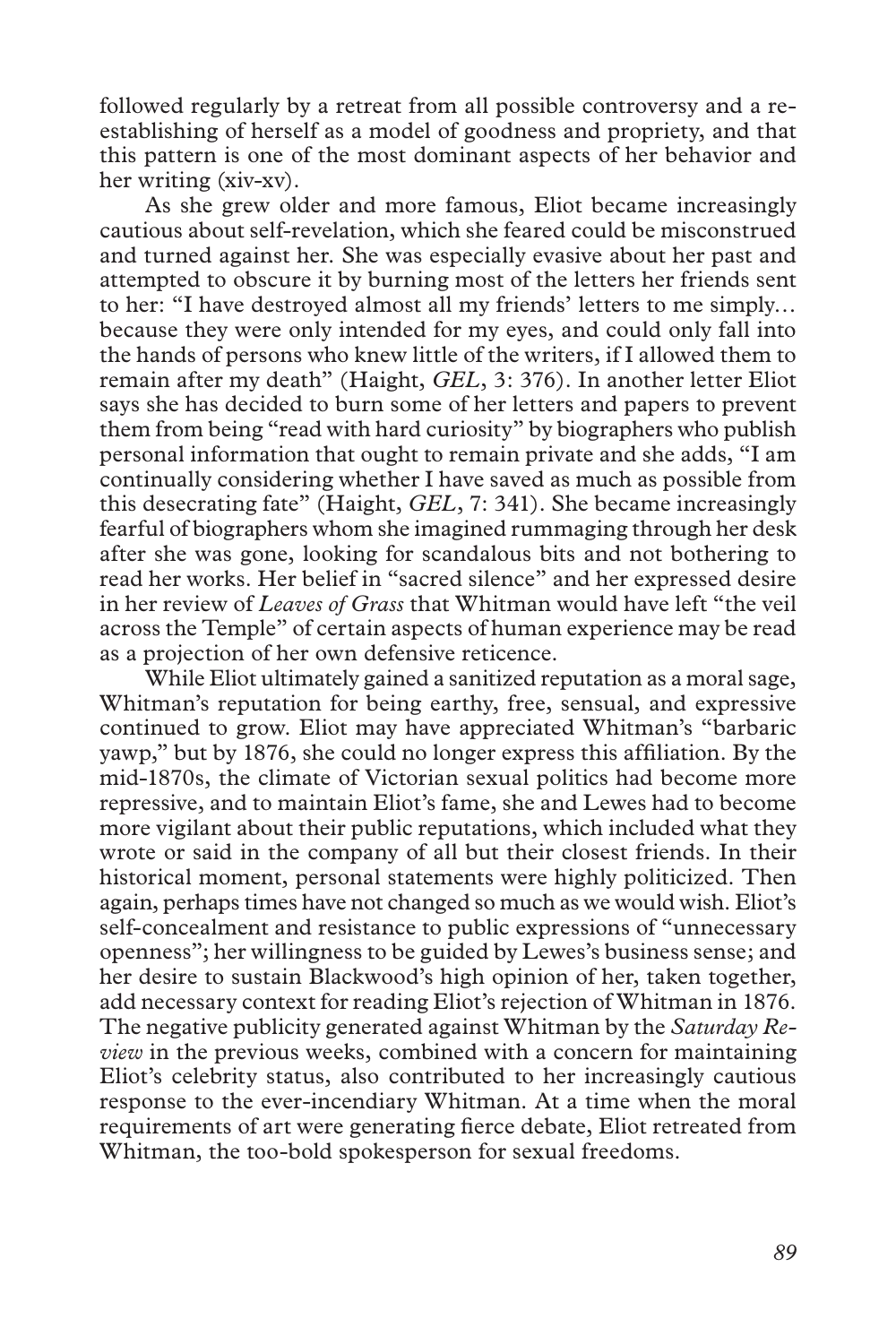followed regularly by a retreat from all possible controversy and a re-establishing of herself as a model of goodness and propriety, and that this pattern is one of the most dominant aspects of her behavior and her writing (xiv-xv).

As she grew older and more famous, Eliot became increasingly cautious about self-revelation, which she feared could be misconstrued and turned against her. She was especially evasive about her past and attempted to obscure it by burning most of the letters her friends sent to her: "I have destroyed almost all my friends' letters to me simply… because they were only intended for my eyes, and could only fall into the hands of persons who knew little of the writers, if I allowed them to remain after my death" (Haight, *GEL*, 3: 376). In another letter Eliot says she has decided to burn some of her letters and papers to prevent them from being "read with hard curiosity" by biographers who publish personal information that ought to remain private and she adds, "I am continually considering whether I have saved as much as possible from this desecrating fate" (Haight, *GEL*, 7: 341). She became increasingly fearful of biographers whom she imagined rummaging through her desk after she was gone, looking for scandalous bits and not bothering to read her works. Her belief in "sacred silence" and her expressed desire in her review of *Leaves of Grass* that Whitman would have left "the veil across the Temple" of certain aspects of human experience may be read as a projection of her own defensive reticence.

While Eliot ultimately gained a sanitized reputation as a moral sage, Whitman's reputation for being earthy, free, sensual, and expressive continued to grow. Eliot may have appreciated Whitman's "barbaric yawp," but by 1876, she could no longer express this affiliation. By the mid-1870s, the climate of Victorian sexual politics had become more repressive, and to maintain Eliot's fame, she and Lewes had to become more vigilant about their public reputations, which included what they wrote or said in the company of all but their closest friends. In their historical moment, personal statements were highly politicized. Then again, perhaps times have not changed so much as we would wish. Eliot's self-concealment and resistance to public expressions of "unnecessary openness"; her willingness to be guided by Lewes's business sense; and her desire to sustain Blackwood's high opinion of her, taken together, add necessary context for reading Eliot's rejection of Whitman in 1876. The negative publicity generated against Whitman by the *Saturday Review* in the previous weeks, combined with a concern for maintaining Eliot's celebrity status, also contributed to her increasingly cautious response to the ever-incendiary Whitman. At a time when the moral requirements of art were generating fierce debate, Eliot retreated from Whitman, the too-bold spokesperson for sexual freedoms.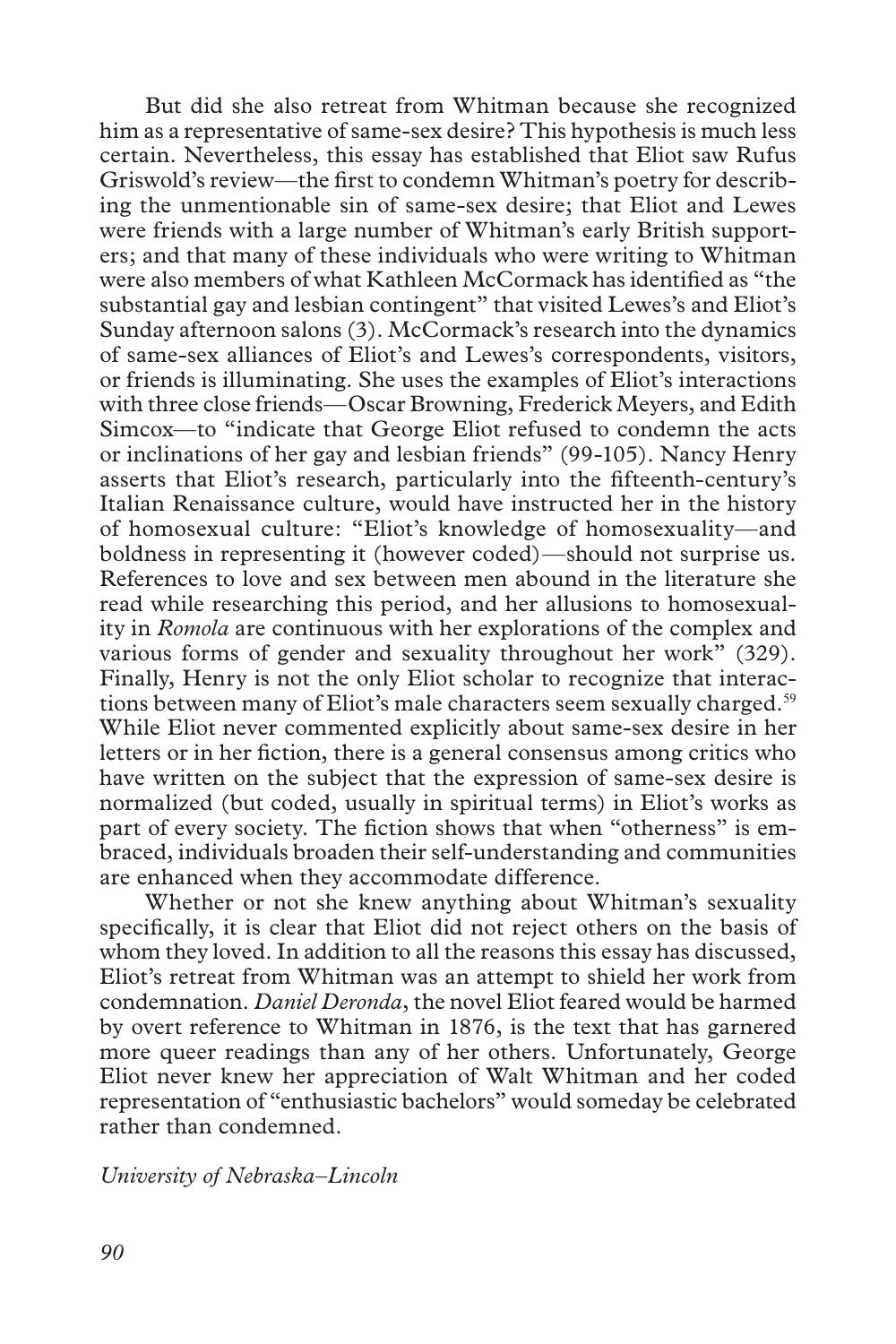But did she also retreat from Whitman because she recognized him as a representative of same-sex desire? This hypothesis is much less certain. Nevertheless, this essay has established that Eliot saw Rufus Griswold's review—the first to condemn Whitman's poetry for describing the unmentionable sin of same-sex desire; that Eliot and Lewes were friends with a large number of Whitman's early British supporters; and that many of these individuals who were writing to Whitman were also members of what Kathleen McCormack has identified as "the substantial gay and lesbian contingent" that visited Lewes's and Eliot's Sunday afternoon salons (3). McCormack's research into the dynamics of same-sex alliances of Eliot's and Lewes's correspondents, visitors, or friends is illuminating. She uses the examples of Eliot's interactions with three close friends—Oscar Browning, Frederick Meyers, and Edith Simcox—to "indicate that George Eliot refused to condemn the acts or inclinations of her gay and lesbian friends" (99-105). Nancy Henry asserts that Eliot's research, particularly into the fifteenth-century's Italian Renaissance culture, would have instructed her in the history of homosexual culture: "Eliot's knowledge of homosexuality—and boldness in representing it (however coded)—should not surprise us. References to love and sex between men abound in the literature she read while researching this period, and her allusions to homosexuality in *Romola* are continuous with her explorations of the complex and various forms of gender and sexuality throughout her work" (329). Finally, Henry is not the only Eliot scholar to recognize that interactions between many of Eliot's male characters seem sexually charged.[59] While Eliot never commented explicitly about same-sex desire in her letters or in her fiction, there is a general consensus among critics who have written on the subject that the expression of same-sex desire is normalized (but coded, usually in spiritual terms) in Eliot's works as part of every society. The fiction shows that when "otherness" is embraced, individuals broaden their self-understanding and communities are enhanced when they accommodate difference.

Whether or not she knew anything about Whitman's sexuality specifically, it is clear that Eliot did not reject others on the basis of whom they loved. In addition to all the reasons this essay has discussed, Eliot's retreat from Whitman was an attempt to shield her work from condemnation. *Daniel Deronda*, the novel Eliot feared would be harmed by overt reference to Whitman in 1876, is the text that has garnered more queer readings than any of her others. Unfortunately, George Eliot never knew her appreciation of Walt Whitman and her coded representation of "enthusiastic bachelors" would someday be celebrated rather than condemned.

*University of Nebraska–Lincoln*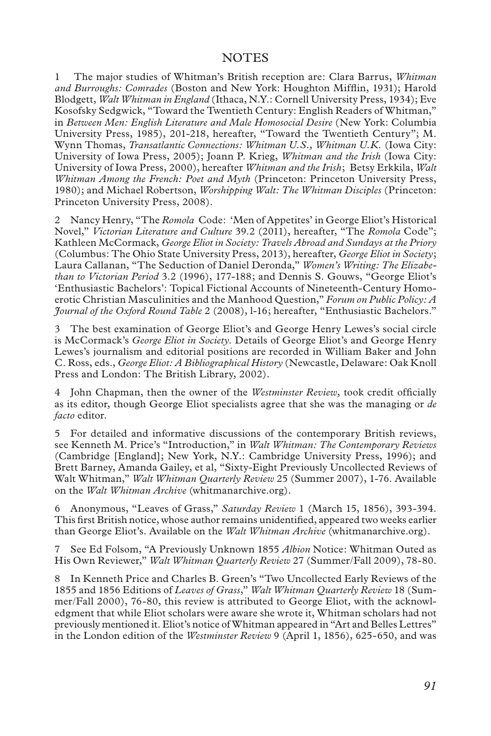## NOTES

1 The major studies of Whitman's British reception are: Clara Barrus, *Whitman and Burroughs: Comrades* (Boston and New York: Houghton Mifflin, 1931); Harold Blodgett, *Walt Whitman in England* (Ithaca, N.Y.: Cornell University Press, 1934); Eve Kosofsky Sedgwick, "Toward the Twentieth Century: English Readers of Whitman," in *Between Men: English Literature and Male Homosocial Desire* (New York: Columbia University Press, 1985), 201-218, hereafter, "Toward the Twentieth Century"; M. Wynn Thomas, *Transatlantic Connections: Whitman U.S., Whitman U.K.* (Iowa City: University of Iowa Press, 2005); Joann P. Krieg, *Whitman and the Irish* (Iowa City: University of Iowa Press, 2000), hereafter *Whitman and the Irish*; Betsy Erkkila, *Walt Whitman Among the French: Poet and Myth* (Princeton: Princeton University Press, 1980); and Michael Robertson, *Worshipping Walt: The Whitman Disciples* (Princeton: Princeton University Press, 2008).

2 Nancy Henry, "The *Romola* Code: 'Men of Appetites' in George Eliot's Historical Novel," *Victorian Literature and Culture* 39.2 (2011), hereafter, "The *Romola* Code"; Kathleen McCormack, *George Eliot in Society: Travels Abroad and Sundays at the Priory* (Columbus: The Ohio State University Press, 2013), hereafter, *George Eliot in Society*; Laura Callanan, "The Seduction of Daniel Deronda," *Women's Writing: The Elizabethan to Victorian Period* 3.2 (1996), 177-188; and Dennis S. Gouws, "George Eliot's 'Enthusiastic Bachelors': Topical Fictional Accounts of Nineteenth-Century Homoerotic Christian Masculinities and the Manhood Question," *Forum on Public Policy: A Journal of the Oxford Round Table* 2 (2008), l-16; hereafter, "Enthusiastic Bachelors."

3 The best examination of George Eliot's and George Henry Lewes's social circle is McCormack's *George Eliot in Society.* Details of George Eliot's and George Henry Lewes's journalism and editorial positions are recorded in William Baker and John C. Ross, eds., *George Eliot: A Bibliographical History* (Newcastle, Delaware: Oak Knoll Press and London: The British Library, 2002).

4 John Chapman, then the owner of the *Westminster Review*, took credit officially as its editor, though George Eliot specialists agree that she was the managing or *de facto* editor.

5 For detailed and informative discussions of the contemporary British reviews, see Kenneth M. Price's "Introduction," in *Walt Whitman: The Contemporary Reviews* (Cambridge [England]; New York, N.Y.: Cambridge University Press, 1996); and Brett Barney, Amanda Gailey, et al, "Sixty-Eight Previously Uncollected Reviews of Walt Whitman," *Walt Whitman Quarterly Review* 25 (Summer 2007), 1-76. Available on the *Walt Whitman Archive* (whitmanarchive.org).

6 Anonymous, "Leaves of Grass," *Saturday Review* 1 (March 15, 1856), 393-394. This first British notice, whose author remains unidentified, appeared two weeks earlier than George Eliot's. Available on the *Walt Whitman Archive* (whitmanarchive.org).

7 See Ed Folsom, "A Previously Unknown 1855 *Albion* Notice: Whitman Outed as His Own Reviewer," *Walt Whitman Quarterly Review* 27 (Summer/Fall 2009), 78-80.

8 In Kenneth Price and Charles B. Green's "Two Uncollected Early Reviews of the 1855 and 1856 Editions of *Leaves of Grass*," *Walt Whitman Quarterly Review* 18 (Summer/Fall 2000), 76-80, this review is attributed to George Eliot, with the acknowledgment that while Eliot scholars were aware she wrote it, Whitman scholars had not previously mentioned it. Eliot's notice of Whitman appeared in "Art and Belles Lettres" in the London edition of the *Westminster Review* 9 (April 1, 1856), 625-650, and was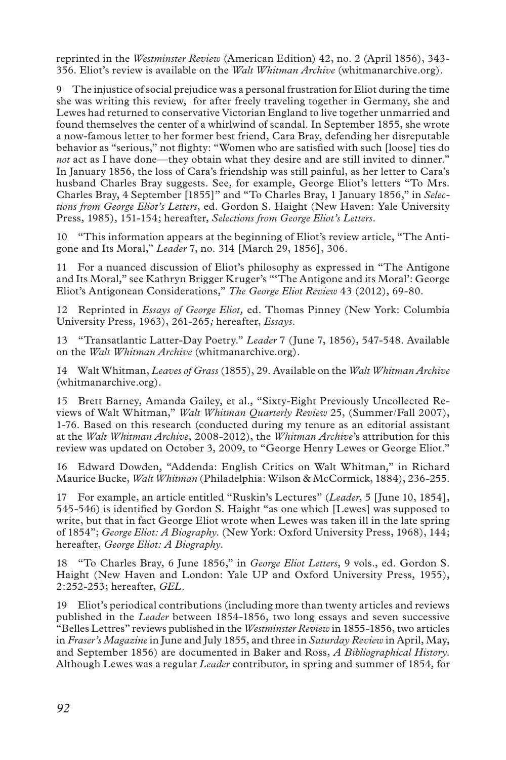reprinted in the *Westminster Review* (American Edition) 42, no. 2 (April 1856), 343-356. Eliot's review is available on the *Walt Whitman Archive* (whitmanarchive.org).

9 The injustice of social prejudice was a personal frustration for Eliot during the time she was writing this review, for after freely traveling together in Germany, she and Lewes had returned to conservative Victorian England to live together unmarried and found themselves the center of a whirlwind of scandal. In September 1855, she wrote a now-famous letter to her former best friend, Cara Bray, defending her disreputable behavior as "serious," not flighty: "Women who are satisfied with such [loose] ties do *not* act as I have done—they obtain what they desire and are still invited to dinner." In January 1856, the loss of Cara's friendship was still painful, as her letter to Cara's husband Charles Bray suggests. See, for example, George Eliot's letters "To Mrs. Charles Bray, 4 September [1855]" and "To Charles Bray, 1 January 1856," in *Selections from George Eliot's Letters*, ed. Gordon S. Haight (New Haven: Yale University Press, 1985), 151-154; hereafter, *Selections from George Eliot's Letters*.

10 "This information appears at the beginning of Eliot's review article, "The Antigone and Its Moral," *Leader* 7, no. 314 [March 29, 1856], 306.

11 For a nuanced discussion of Eliot's philosophy as expressed in "The Antigone and Its Moral," see Kathryn Brigger Kruger's "'The Antigone and its Moral': George Eliot's Antigonean Considerations," *The George Eliot Review* 43 (2012), 69-80.

12 Reprinted in *Essays of George Eliot,* ed. Thomas Pinney (New York: Columbia University Press, 1963), 261-265*;* hereafter, *Essays*.

13 "Transatlantic Latter-Day Poetry." *Leader* 7 (June 7, 1856), 547-548. Available on the *Walt Whitman Archive* (whitmanarchive.org).

14 Walt Whitman, *Leaves of Grass* (1855), 29. Available on the *Walt Whitman Archive* (whitmanarchive.org).

15 Brett Barney, Amanda Gailey, et al., "Sixty-Eight Previously Uncollected Reviews of Walt Whitman," *Walt Whitman Quarterly Review* 25, (Summer/Fall 2007), 1-76. Based on this research (conducted during my tenure as an editorial assistant at the *Walt Whitman Archive,* 2008-2012), the *Whitman Archive*'s attribution for this review was updated on October 3, 2009, to "George Henry Lewes or George Eliot."

16 Edward Dowden, "Addenda: English Critics on Walt Whitman," in Richard Maurice Bucke, *Walt Whitman* (Philadelphia: Wilson & McCormick, 1884), 236-255.

17 For example, an article entitled "Ruskin's Lectures" (*Leader*, 5 [June 10, 1854], 545-546) is identified by Gordon S. Haight "as one which [Lewes] was supposed to write, but that in fact George Eliot wrote when Lewes was taken ill in the late spring of 1854"; *George Eliot: A Biography.* (New York: Oxford University Press, 1968), 144; hereafter, *George Eliot: A Biography*.

18 "To Charles Bray, 6 June 1856," in *George Eliot Letters*, 9 vols., ed. Gordon S. Haight (New Haven and London: Yale UP and Oxford University Press, 1955), 2:252-253; hereafter, *GEL*.

19 Eliot's periodical contributions (including more than twenty articles and reviews published in the *Leader* between 1854-1856, two long essays and seven successive "Belles Lettres" reviews published in the *Westminster Review* in 1855-1856, two articles in *Fraser's Magazine* in June and July 1855, and three in *Saturday Review* in April, May, and September 1856) are documented in Baker and Ross, *A Bibliographical History*. Although Lewes was a regular *Leader* contributor, in spring and summer of 1854, for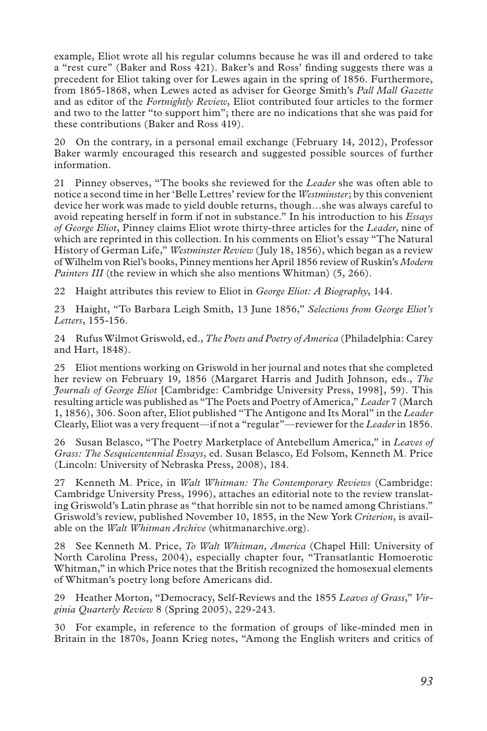example, Eliot wrote all his regular columns because he was ill and ordered to take a "rest cure" (Baker and Ross 421). Baker's and Ross' finding suggests there was a precedent for Eliot taking over for Lewes again in the spring of 1856. Furthermore, from 1865-1868, when Lewes acted as adviser for George Smith's *Pall Mall Gazette* and as editor of the *Fortnightly Review*, Eliot contributed four articles to the former and two to the latter "to support him"; there are no indications that she was paid for these contributions (Baker and Ross 419).

20 On the contrary, in a personal email exchange (February 14, 2012), Professor Baker warmly encouraged this research and suggested possible sources of further information.

21 Pinney observes, "The books she reviewed for the *Leader* she was often able to notice a second time in her 'Belle Lettres' review for the *Westminster*; by this convenient device her work was made to yield double returns, though…she was always careful to avoid repeating herself in form if not in substance." In his introduction to his *Essays of George Eliot*, Pinney claims Eliot wrote thirty-three articles for the *Leader*, nine of which are reprinted in this collection. In his comments on Eliot's essay "The Natural History of German Life," *Westminster Review* (July 18, 1856), which began as a review of Wilhelm von Riel's books, Pinney mentions her April 1856 review of Ruskin's *Modern Painters III* (the review in which she also mentions Whitman) (5, 266).

22 Haight attributes this review to Eliot in *George Eliot: A Biography*, 144.

23 Haight, "To Barbara Leigh Smith, 13 June 1856," *Selections from George Eliot's Letters*, 155-156.

24 Rufus Wilmot Griswold, ed., *The Poets and Poetry of America* (Philadelphia: Carey and Hart, 1848).

25 Eliot mentions working on Griswold in her journal and notes that she completed her review on February 19, 1856 (Margaret Harris and Judith Johnson, eds., *The Journals of George Eliot* [Cambridge: Cambridge University Press, 1998], 59). This resulting article was published as "The Poets and Poetry of America," *Leader* 7 (March 1, 1856), 306. Soon after, Eliot published "The Antigone and Its Moral" in the *Leader* Clearly, Eliot was a very frequent—if not a "regular"—reviewer for the *Leader* in 1856.

26 Susan Belasco, "The Poetry Marketplace of Antebellum America," in *Leaves of Grass: The Sesquicentennial Essays*, ed. Susan Belasco, Ed Folsom, Kenneth M. Price (Lincoln: University of Nebraska Press, 2008), 184.

27 Kenneth M. Price, in *Walt Whitman: The Contemporary Reviews* (Cambridge: Cambridge University Press, 1996), attaches an editorial note to the review translating Griswold's Latin phrase as "that horrible sin not to be named among Christians." Griswold's review, published November 10, 1855, in the New York *Criterion*, is available on the *Walt Whitman Archive* (whitmanarchive.org).

28 See Kenneth M. Price, *To Walt Whitman, America* (Chapel Hill: University of North Carolina Press, 2004), especially chapter four, "Transatlantic Homoerotic Whitman," in which Price notes that the British recognized the homosexual elements of Whitman's poetry long before Americans did.

29 Heather Morton, "Democracy, Self-Reviews and the 1855 *Leaves of Grass*," *Virginia Quarterly Review* 8 (Spring 2005), 229-243.

30 For example, in reference to the formation of groups of like-minded men in Britain in the 1870s, Joann Krieg notes, "Among the English writers and critics of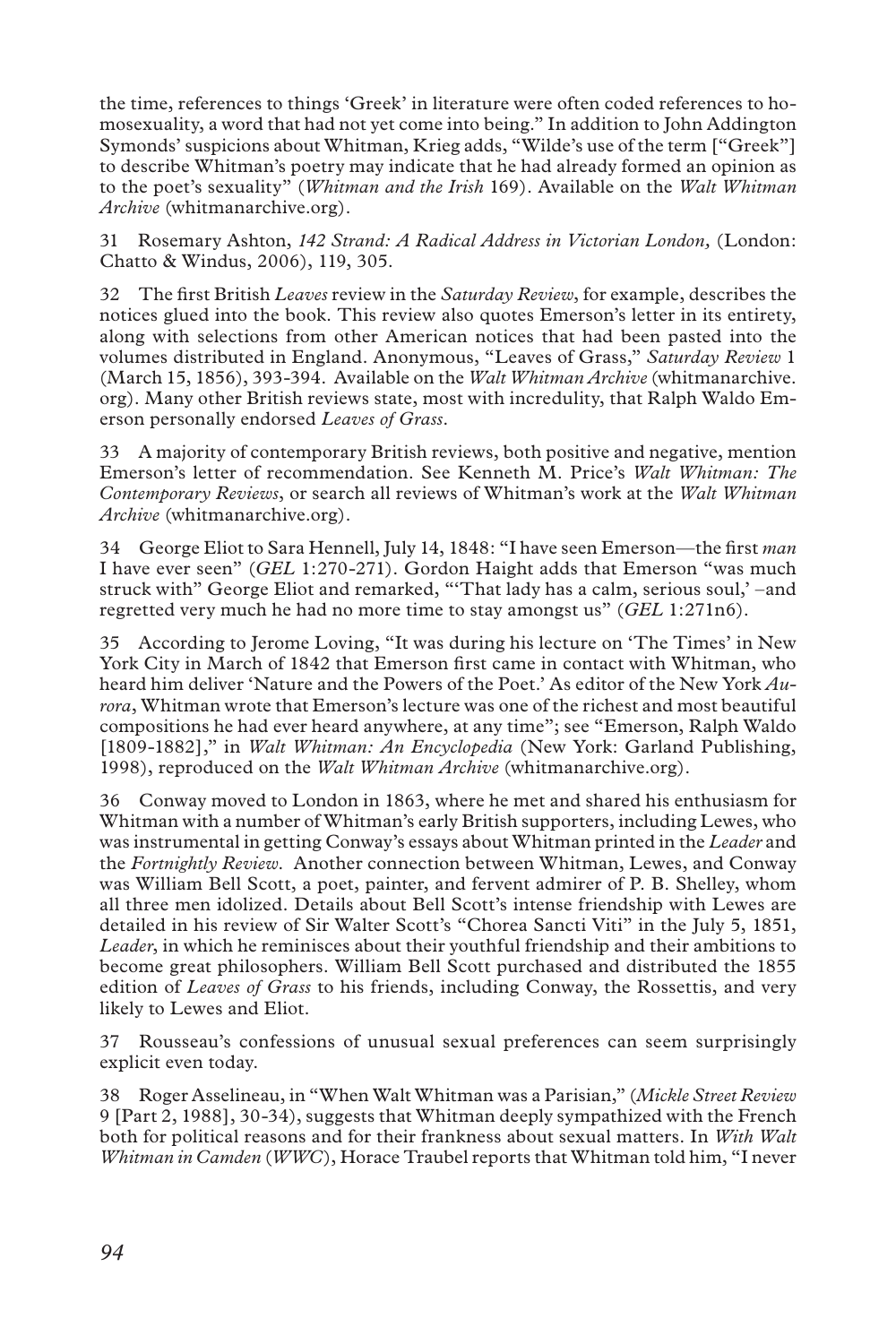the time, references to things 'Greek' in literature were often coded references to homosexuality, a word that had not yet come into being." In addition to John Addington Symonds' suspicions about Whitman, Krieg adds, "Wilde's use of the term ["Greek"] to describe Whitman's poetry may indicate that he had already formed an opinion as to the poet's sexuality" (*Whitman and the Irish* 169). Available on the *Walt Whitman Archive* (whitmanarchive.org).

31 Rosemary Ashton, *142 Strand: A Radical Address in Victorian London,* (London: Chatto & Windus, 2006), 119, 305.

32 The first British *Leaves* review in the *Saturday Review*, for example, describes the notices glued into the book. This review also quotes Emerson's letter in its entirety, along with selections from other American notices that had been pasted into the volumes distributed in England. Anonymous, "Leaves of Grass," *Saturday Review* 1 (March 15, 1856), 393-394. Available on the *Walt Whitman Archive* (whitmanarchive.org). Many other British reviews state, most with incredulity, that Ralph Waldo Emerson personally endorsed *Leaves of Grass*.

33 A majority of contemporary British reviews, both positive and negative, mention Emerson's letter of recommendation. See Kenneth M. Price's *Walt Whitman: The Contemporary Reviews*, or search all reviews of Whitman's work at the *Walt Whitman Archive* (whitmanarchive.org).

34 George Eliot to Sara Hennell, July 14, 1848: "I have seen Emerson—the first *man* I have ever seen" (*GEL* 1:270-271). Gordon Haight adds that Emerson "was much struck with" George Eliot and remarked, "'That lady has a calm, serious soul,' –and regretted very much he had no more time to stay amongst us" (*GEL* 1:271n6).

35 According to Jerome Loving, "It was during his lecture on 'The Times' in New York City in March of 1842 that Emerson first came in contact with Whitman, who heard him deliver 'Nature and the Powers of the Poet.' As editor of the New York *Aurora*, Whitman wrote that Emerson's lecture was one of the richest and most beautiful compositions he had ever heard anywhere, at any time"; see "Emerson, Ralph Waldo [1809-1882]," in *Walt Whitman: An Encyclopedia* (New York: Garland Publishing, 1998), reproduced on the *Walt Whitman Archive* (whitmanarchive.org).

36 Conway moved to London in 1863, where he met and shared his enthusiasm for Whitman with a number of Whitman's early British supporters, including Lewes, who was instrumental in getting Conway's essays about Whitman printed in the *Leader* and the *Fortnightly Review*. Another connection between Whitman, Lewes, and Conway was William Bell Scott, a poet, painter, and fervent admirer of P. B. Shelley, whom all three men idolized. Details about Bell Scott's intense friendship with Lewes are detailed in his review of Sir Walter Scott's "Chorea Sancti Viti" in the July 5, 1851, *Leader*, in which he reminisces about their youthful friendship and their ambitions to become great philosophers. William Bell Scott purchased and distributed the 1855 edition of *Leaves of Grass* to his friends, including Conway, the Rossettis, and very likely to Lewes and Eliot.

37 Rousseau's confessions of unusual sexual preferences can seem surprisingly explicit even today.

38 Roger Asselineau, in "When Walt Whitman was a Parisian," (*Mickle Street Review* 9 [Part 2, 1988], 30-34), suggests that Whitman deeply sympathized with the French both for political reasons and for their frankness about sexual matters. In *With Walt Whitman in Camden* (*WWC*), Horace Traubel reports that Whitman told him, "I never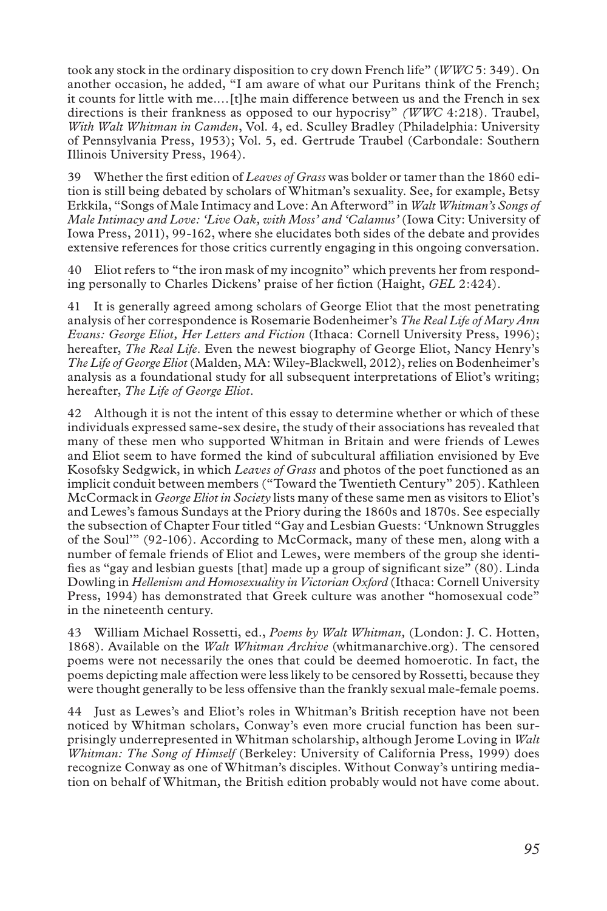took any stock in the ordinary disposition to cry down French life" (*WWC* 5: 349). On another occasion, he added, "I am aware of what our Puritans think of the French; it counts for little with me.…[t]he main difference between us and the French in sex directions is their frankness as opposed to our hypocrisy" *(WWC* 4:218). Traubel, *With Walt Whitman in Camden*, Vol. 4, ed. Sculley Bradley (Philadelphia: University of Pennsylvania Press, 1953); Vol. 5, ed. Gertrude Traubel (Carbondale: Southern Illinois University Press, 1964).

39 Whether the first edition of *Leaves of Grass* was bolder or tamer than the 1860 edition is still being debated by scholars of Whitman's sexuality. See, for example, Betsy Erkkila, "Songs of Male Intimacy and Love: An Afterword" in *Walt Whitman's Songs of Male Intimacy and Love: 'Live Oak, with Moss' and 'Calamus'* (Iowa City: University of Iowa Press, 2011), 99-162, where she elucidates both sides of the debate and provides extensive references for those critics currently engaging in this ongoing conversation.

40 Eliot refers to "the iron mask of my incognito" which prevents her from responding personally to Charles Dickens' praise of her fiction (Haight, *GEL* 2:424).

41 It is generally agreed among scholars of George Eliot that the most penetrating analysis of her correspondence is Rosemarie Bodenheimer's *The Real Life of Mary Ann Evans: George Eliot, Her Letters and Fiction* (Ithaca: Cornell University Press, 1996); hereafter, *The Real Life*. Even the newest biography of George Eliot, Nancy Henry's *The Life of George Eliot* (Malden, MA: Wiley-Blackwell, 2012), relies on Bodenheimer's analysis as a foundational study for all subsequent interpretations of Eliot's writing; hereafter, *The Life of George Eliot*.

42 Although it is not the intent of this essay to determine whether or which of these individuals expressed same-sex desire, the study of their associations has revealed that many of these men who supported Whitman in Britain and were friends of Lewes and Eliot seem to have formed the kind of subcultural affiliation envisioned by Eve Kosofsky Sedgwick, in which *Leaves of Grass* and photos of the poet functioned as an implicit conduit between members ("Toward the Twentieth Century" 205). Kathleen McCormack in *George Eliot in Society* lists many of these same men as visitors to Eliot's and Lewes's famous Sundays at the Priory during the 1860s and 1870s. See especially the subsection of Chapter Four titled "Gay and Lesbian Guests: 'Unknown Struggles of the Soul'" (92-106). According to McCormack, many of these men, along with a number of female friends of Eliot and Lewes, were members of the group she identifies as "gay and lesbian guests [that] made up a group of significant size" (80). Linda Dowling in *Hellenism and Homosexuality in Victorian Oxford* (Ithaca: Cornell University Press, 1994) has demonstrated that Greek culture was another "homosexual code" in the nineteenth century.

43 William Michael Rossetti, ed., *Poems by Walt Whitman,* (London: J. C. Hotten, 1868). Available on the *Walt Whitman Archive* (whitmanarchive.org). The censored poems were not necessarily the ones that could be deemed homoerotic. In fact, the poems depicting male affection were less likely to be censored by Rossetti, because they were thought generally to be less offensive than the frankly sexual male-female poems.

44 Just as Lewes's and Eliot's roles in Whitman's British reception have not been noticed by Whitman scholars, Conway's even more crucial function has been surprisingly underrepresented in Whitman scholarship, although Jerome Loving in *Walt Whitman: The Song of Himself* (Berkeley: University of California Press, 1999) does recognize Conway as one of Whitman's disciples. Without Conway's untiring mediation on behalf of Whitman, the British edition probably would not have come about.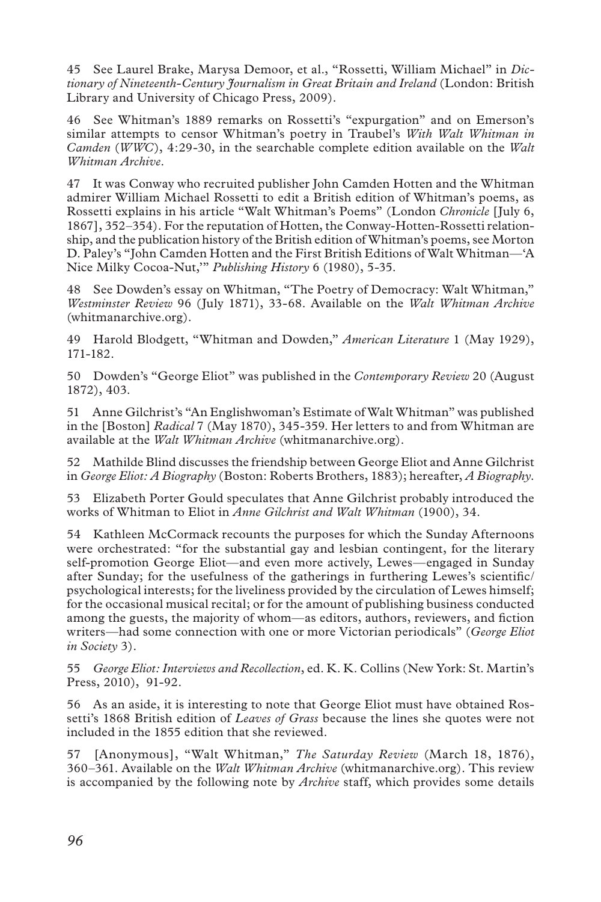45 See Laurel Brake, Marysa Demoor, et al., "Rossetti, William Michael" in *Dictionary of Nineteenth-Century Journalism in Great Britain and Ireland* (London: British Library and University of Chicago Press, 2009).

46 See Whitman's 1889 remarks on Rossetti's "expurgation" and on Emerson's similar attempts to censor Whitman's poetry in Traubel's *With Walt Whitman in Camden* (*WWC*), 4:29-30, in the searchable complete edition available on the *Walt Whitman Archive*.

47 It was Conway who recruited publisher John Camden Hotten and the Whitman admirer William Michael Rossetti to edit a British edition of Whitman's poems, as Rossetti explains in his article "Walt Whitman's Poems" (London *Chronicle* [July 6, 1867], 352–354). For the reputation of Hotten, the Conway-Hotten-Rossetti relationship, and the publication history of the British edition of Whitman's poems, see Morton D. Paley's "John Camden Hotten and the First British Editions of Walt Whitman—'A Nice Milky Cocoa-Nut,'" *Publishing History* 6 (1980), 5-35.

48 See Dowden's essay on Whitman, "The Poetry of Democracy: Walt Whitman," *Westminster Review* 96 (July 1871), 33-68. Available on the *Walt Whitman Archive* (whitmanarchive.org).

49 Harold Blodgett, "Whitman and Dowden," *American Literature* 1 (May 1929), 171-182.

50 Dowden's "George Eliot" was published in the *Contemporary Review* 20 (August 1872), 403.

51 Anne Gilchrist's "An Englishwoman's Estimate of Walt Whitman" was published in the [Boston] *Radical* 7 (May 1870), 345-359. Her letters to and from Whitman are available at the *Walt Whitman Archive* (whitmanarchive.org).

52 Mathilde Blind discusses the friendship between George Eliot and Anne Gilchrist in *George Eliot: A Biography* (Boston: Roberts Brothers, 1883); hereafter, *A Biography*.

53 Elizabeth Porter Gould speculates that Anne Gilchrist probably introduced the works of Whitman to Eliot in *Anne Gilchrist and Walt Whitman* (1900), 34.

54 Kathleen McCormack recounts the purposes for which the Sunday Afternoons were orchestrated: "for the substantial gay and lesbian contingent, for the literary self-promotion George Eliot—and even more actively, Lewes—engaged in Sunday after Sunday; for the usefulness of the gatherings in furthering Lewes's scientific/psychological interests; for the liveliness provided by the circulation of Lewes himself; for the occasional musical recital; or for the amount of publishing business conducted among the guests, the majority of whom—as editors, authors, reviewers, and fiction writers—had some connection with one or more Victorian periodicals" (*George Eliot in Society* 3).

55 *George Eliot: Interviews and Recollection*, ed. K. K. Collins (New York: St. Martin's Press, 2010), 91-92.

56 As an aside, it is interesting to note that George Eliot must have obtained Rossetti's 1868 British edition of *Leaves of Grass* because the lines she quotes were not included in the 1855 edition that she reviewed.

57 [Anonymous], "Walt Whitman," *The Saturday Review* (March 18, 1876), 360–361. Available on the *Walt Whitman Archive* (whitmanarchive.org). This review is accompanied by the following note by *Archive* staff, which provides some details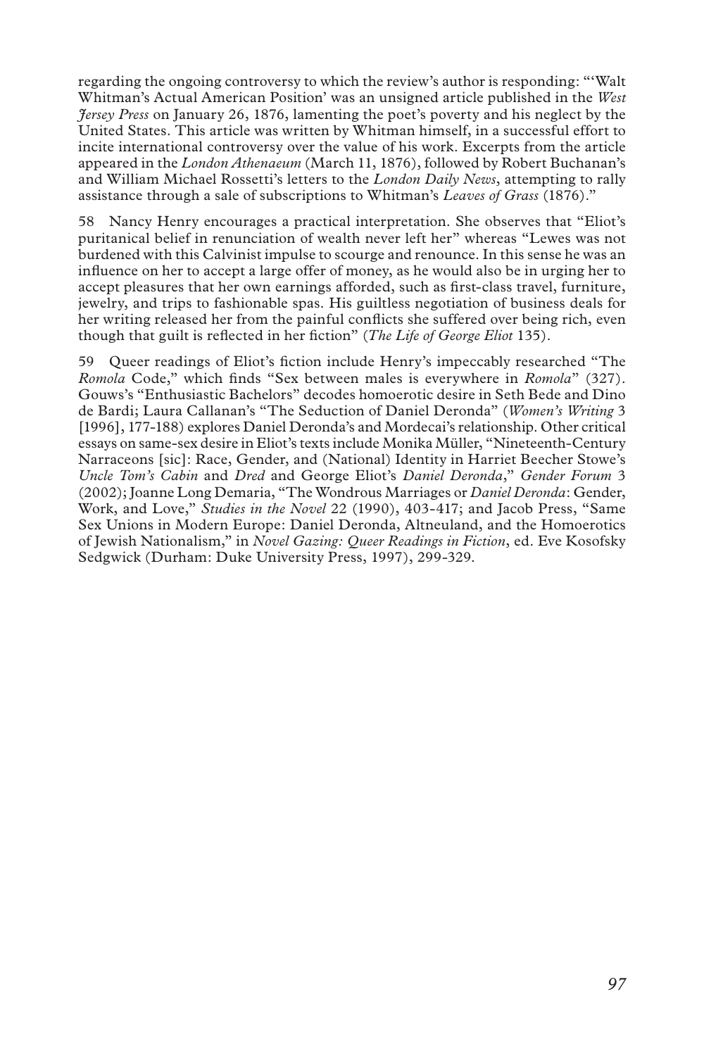regarding the ongoing controversy to which the review's author is responding: "'Walt Whitman's Actual American Position' was an unsigned article published in the *West Jersey Press* on January 26, 1876, lamenting the poet's poverty and his neglect by the United States. This article was written by Whitman himself, in a successful effort to incite international controversy over the value of his work. Excerpts from the article appeared in the *London Athenaeum* (March 11, 1876), followed by Robert Buchanan's and William Michael Rossetti's letters to the *London Daily News*, attempting to rally assistance through a sale of subscriptions to Whitman's *Leaves of Grass* (1876)."

58 Nancy Henry encourages a practical interpretation. She observes that "Eliot's puritanical belief in renunciation of wealth never left her" whereas "Lewes was not burdened with this Calvinist impulse to scourge and renounce. In this sense he was an influence on her to accept a large offer of money, as he would also be in urging her to accept pleasures that her own earnings afforded, such as first-class travel, furniture, jewelry, and trips to fashionable spas. His guiltless negotiation of business deals for her writing released her from the painful conflicts she suffered over being rich, even though that guilt is reflected in her fiction" (*The Life of George Eliot* 135).

59 Queer readings of Eliot's fiction include Henry's impeccably researched "The *Romola* Code," which finds "Sex between males is everywhere in *Romola*" (327). Gouws's "Enthusiastic Bachelors" decodes homoerotic desire in Seth Bede and Dino de Bardi; Laura Callanan's "The Seduction of Daniel Deronda" (*Women's Writing* 3 [1996], 177-188) explores Daniel Deronda's and Mordecai's relationship. Other critical essays on same-sex desire in Eliot's texts include Monika Müller, "Nineteenth-Century Narraceons [sic]: Race, Gender, and (National) Identity in Harriet Beecher Stowe's *Uncle Tom's Cabin* and *Dred* and George Eliot's *Daniel Deronda*," *Gender Forum* 3 (2002); Joanne Long Demaria, "The Wondrous Marriages or *Daniel Deronda*: Gender, Work, and Love," *Studies in the Novel* 22 (1990), 403-417; and Jacob Press, "Same Sex Unions in Modern Europe: Daniel Deronda, Altneuland, and the Homoerotics of Jewish Nationalism," in *Novel Gazing: Queer Readings in Fiction*, ed. Eve Kosofsky Sedgwick (Durham: Duke University Press, 1997), 299-329.